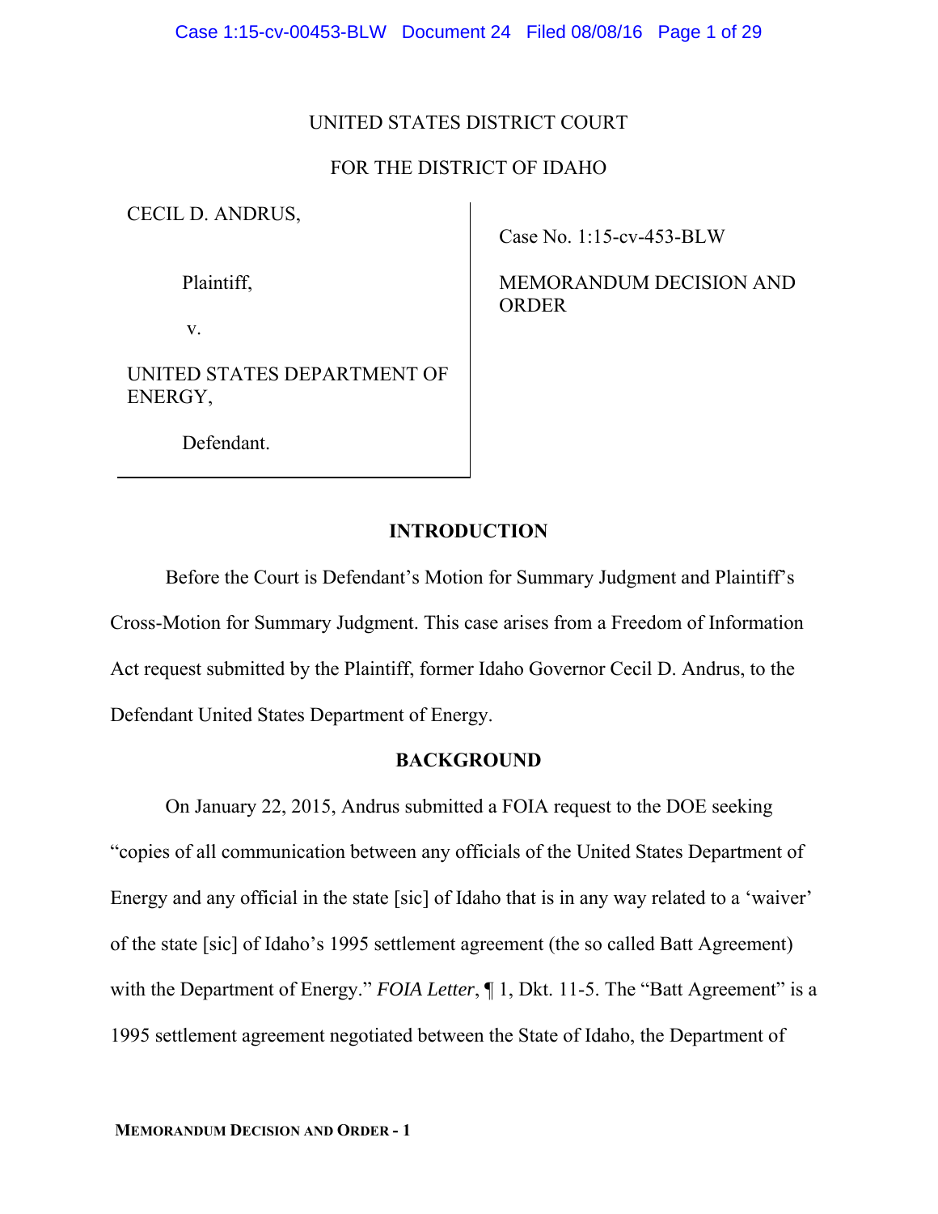UNITED STATES DISTRICT COURT

FOR THE DISTRICT OF IDAHO

CECIL D. ANDRUS,

Plaintiff,

v.

UNITED STATES DEPARTMENT OF ENERGY,

Defendant.

Case No. 1:15-cv-453-BLW

MEMORANDUM DECISION AND ORDER

## INTRODUCTION

Before the Court is Defendant's Motion for Summary Judgment and Plaintiff's Cross-Motion for Summary Judgment. This case arises from a Freedom of Information Act request submitted by the Plaintiff, former Idaho Governor Cecil D. Andrus, to the Defendant United States Department of Energy.

## BACKGROUND

On January 22, 2015, Andrus submitted a FOIA request to the DOE seeking "copies of all communication between any officials of the United States Department of Energy and any official in the state [sic] of Idaho that is in any way related to a 'waiver' of the state [sic] of Idaho's 1995 settlement agreement (the so called Batt Agreement) with the Department of Energy." *FOIA Letter*, ¶ 1, Dkt. 11-5. The "Batt Agreement" is a 1995 settlement agreement negotiated between the State of Idaho, the Department of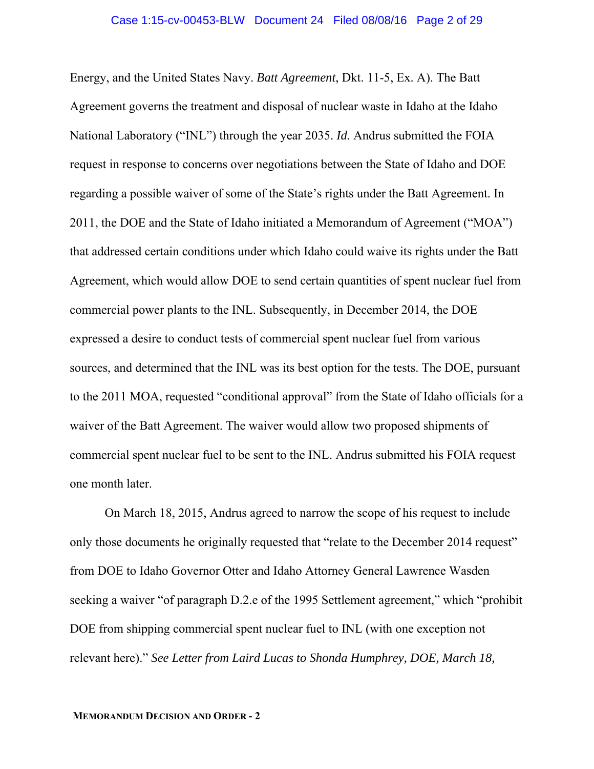Energy, and the United States Navy. *Batt Agreement*, Dkt. 11-5, Ex. A). The Batt Agreement governs the treatment and disposal of nuclear waste in Idaho at the Idaho National Laboratory ("INL") through the year 2035. *Id.* Andrus submitted the FOIA request in response to concerns over negotiations between the State of Idaho and DOE regarding a possible waiver of some of the State's rights under the Batt Agreement. In 2011, the DOE and the State of Idaho initiated a Memorandum of Agreement ("MOA") that addressed certain conditions under which Idaho could waive its rights under the Batt Agreement, which would allow DOE to send certain quantities of spent nuclear fuel from commercial power plants to the INL. Subsequently, in December 2014, the DOE expressed a desire to conduct tests of commercial spent nuclear fuel from various sources, and determined that the INL was its best option for the tests. The DOE, pursuant to the 2011 MOA, requested "conditional approval" from the State of Idaho officials for a waiver of the Batt Agreement. The waiver would allow two proposed shipments of commercial spent nuclear fuel to be sent to the INL. Andrus submitted his FOIA request one month later.

On March 18, 2015, Andrus agreed to narrow the scope of his request to include only those documents he originally requested that "relate to the December 2014 request" from DOE to Idaho Governor Otter and Idaho Attorney General Lawrence Wasden seeking a waiver "of paragraph D.2.e of the 1995 Settlement agreement," which "prohibit DOE from shipping commercial spent nuclear fuel to INL (with one exception not relevant here)." *See Letter from Laird Lucas to Shonda Humphrey, DOE, March 18,*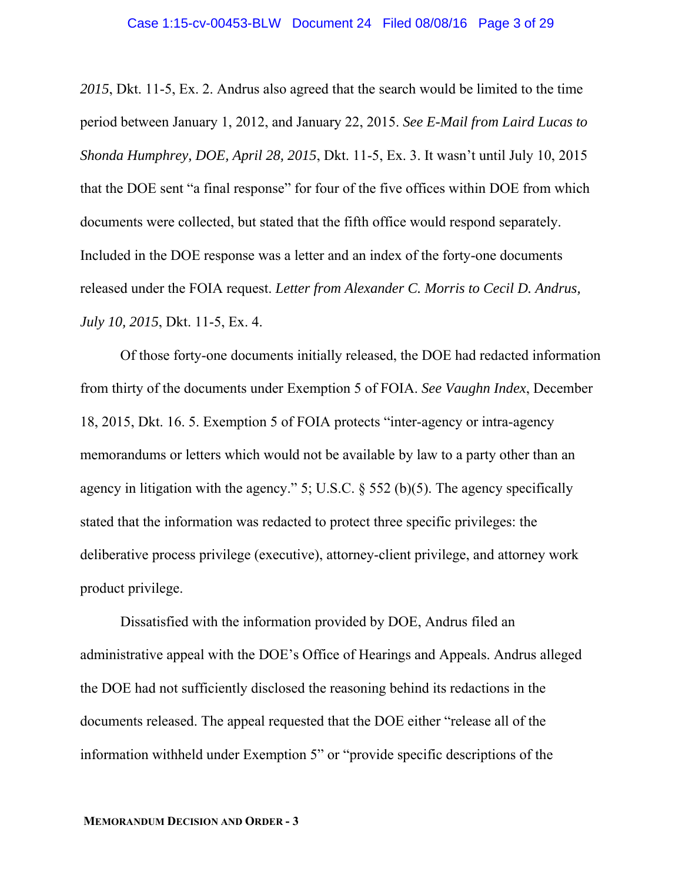*2015*, Dkt. 11-5, Ex. 2. Andrus also agreed that the search would be limited to the time period between January 1, 2012, and January 22, 2015. *See E-Mail from Laird Lucas to Shonda Humphrey, DOE, April 28, 2015*, Dkt. 11-5, Ex. 3. It wasn't until July 10, 2015 that the DOE sent "a final response" for four of the five offices within DOE from which documents were collected, but stated that the fifth office would respond separately. Included in the DOE response was a letter and an index of the forty-one documents released under the FOIA request. *Letter from Alexander C. Morris to Cecil D. Andrus, July 10, 2015*, Dkt. 11-5, Ex. 4.

Of those forty-one documents initially released, the DOE had redacted information from thirty of the documents under Exemption 5 of FOIA. *See Vaughn Index*, December 18, 2015, Dkt. 16. 5. Exemption 5 of FOIA protects "inter-agency or intra-agency memorandums or letters which would not be available by law to a party other than an agency in litigation with the agency." 5; U.S.C. § 552 (b)(5). The agency specifically stated that the information was redacted to protect three specific privileges: the deliberative process privilege (executive), attorney-client privilege, and attorney work product privilege.

Dissatisfied with the information provided by DOE, Andrus filed an administrative appeal with the DOE's Office of Hearings and Appeals. Andrus alleged the DOE had not sufficiently disclosed the reasoning behind its redactions in the documents released. The appeal requested that the DOE either "release all of the information withheld under Exemption 5" or "provide specific descriptions of the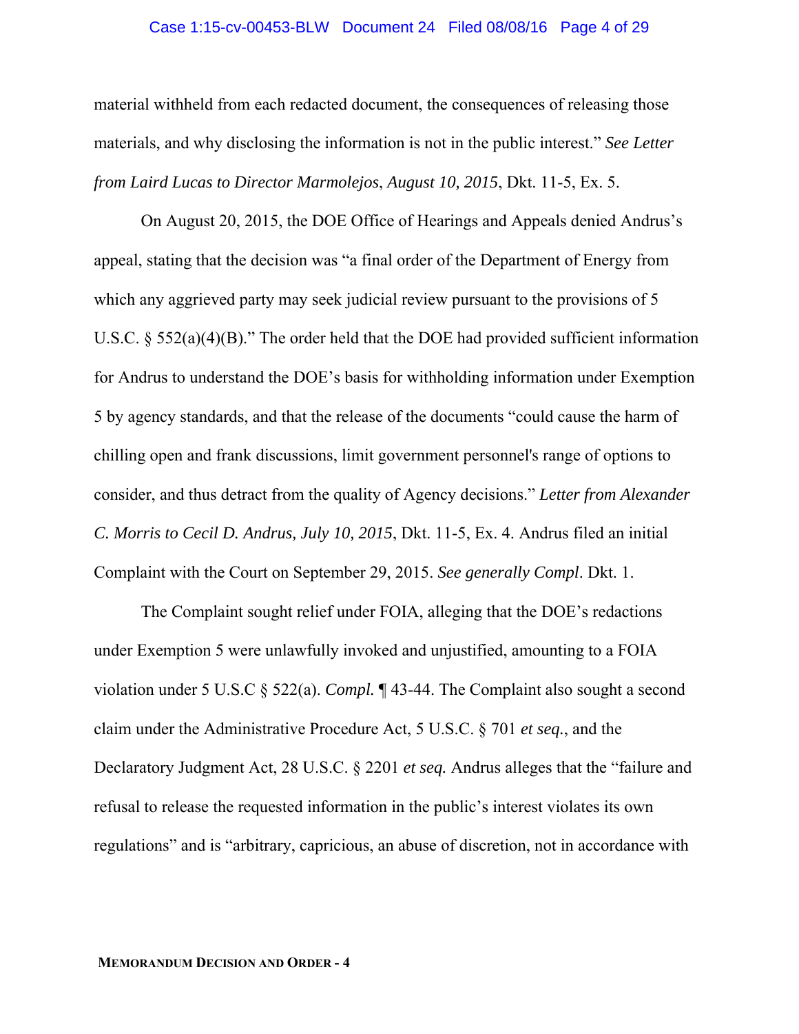material withheld from each redacted document, the consequences of releasing those materials, and why disclosing the information is not in the public interest." *See Letter from Laird Lucas to Director Marmolejos*, *August 10, 2015*, Dkt. 11-5, Ex. 5.

On August 20, 2015, the DOE Office of Hearings and Appeals denied Andrus's appeal, stating that the decision was "a final order of the Department of Energy from which any aggrieved party may seek judicial review pursuant to the provisions of 5 U.S.C. § 552(a)(4)(B)." The order held that the DOE had provided sufficient information for Andrus to understand the DOE's basis for withholding information under Exemption 5 by agency standards, and that the release of the documents "could cause the harm of chilling open and frank discussions, limit government personnel's range of options to consider, and thus detract from the quality of Agency decisions." *Letter from Alexander C. Morris to Cecil D. Andrus, July 10, 2015*, Dkt. 11-5, Ex. 4. Andrus filed an initial Complaint with the Court on September 29, 2015. *See generally Compl*. Dkt. 1.

The Complaint sought relief under FOIA, alleging that the DOE's redactions under Exemption 5 were unlawfully invoked and unjustified, amounting to a FOIA violation under 5 U.S.C § 522(a). *Compl.* ¶ 43-44. The Complaint also sought a second claim under the Administrative Procedure Act, 5 U.S.C. § 701 *et seq.*, and the Declaratory Judgment Act, 28 U.S.C. § 2201 *et seq.* Andrus alleges that the "failure and refusal to release the requested information in the public's interest violates its own regulations" and is "arbitrary, capricious, an abuse of discretion, not in accordance with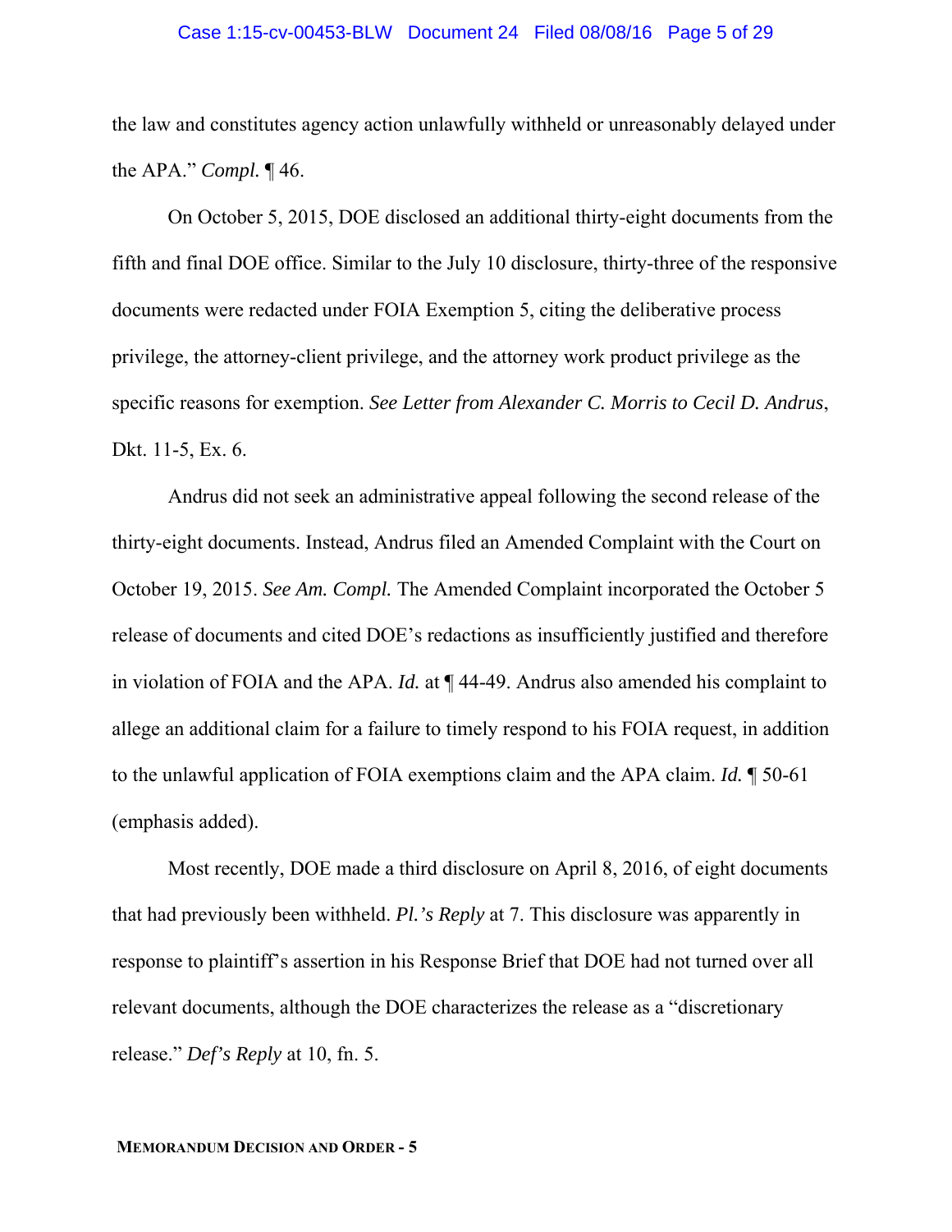the law and constitutes agency action unlawfully withheld or unreasonably delayed under the APA." *Compl.* ¶ 46.

On October 5, 2015, DOE disclosed an additional thirty-eight documents from the fifth and final DOE office. Similar to the July 10 disclosure, thirty-three of the responsive documents were redacted under FOIA Exemption 5, citing the deliberative process privilege, the attorney-client privilege, and the attorney work product privilege as the specific reasons for exemption. *See Letter from Alexander C. Morris to Cecil D. Andrus*, Dkt. 11-5, Ex. 6.

Andrus did not seek an administrative appeal following the second release of the thirty-eight documents. Instead, Andrus filed an Amended Complaint with the Court on October 19, 2015. *See Am. Compl.* The Amended Complaint incorporated the October 5 release of documents and cited DOE's redactions as insufficiently justified and therefore in violation of FOIA and the APA. *Id.* at ¶ 44-49. Andrus also amended his complaint to allege an additional claim for a failure to timely respond to his FOIA request, in addition to the unlawful application of FOIA exemptions claim and the APA claim. *Id.* ¶ 50-61 (emphasis added).

Most recently, DOE made a third disclosure on April 8, 2016, of eight documents that had previously been withheld. *Pl.'s Reply* at 7. This disclosure was apparently in response to plaintiff's assertion in his Response Brief that DOE had not turned over all relevant documents, although the DOE characterizes the release as a "discretionary release." *Def's Reply* at 10, fn. 5.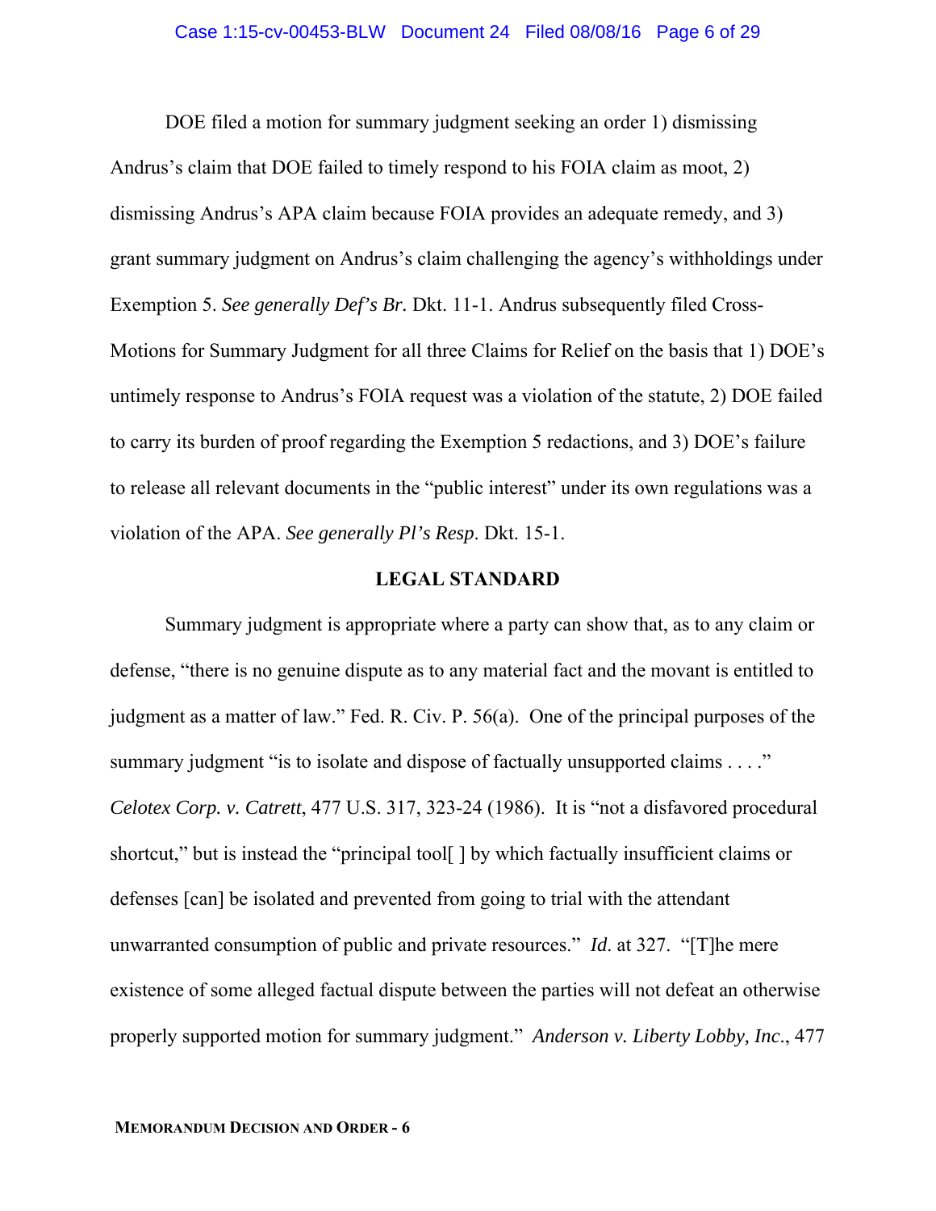DOE filed a motion for summary judgment seeking an order 1) dismissing Andrus's claim that DOE failed to timely respond to his FOIA claim as moot, 2) dismissing Andrus's APA claim because FOIA provides an adequate remedy, and 3) grant summary judgment on Andrus's claim challenging the agency's withholdings under Exemption 5. *See generally Def's Br.* Dkt. 11-1. Andrus subsequently filed Cross-Motions for Summary Judgment for all three Claims for Relief on the basis that 1) DOE's untimely response to Andrus's FOIA request was a violation of the statute, 2) DOE failed to carry its burden of proof regarding the Exemption 5 redactions, and 3) DOE's failure to release all relevant documents in the "public interest" under its own regulations was a violation of the APA. *See generally Pl's Resp*. Dkt. 15-1.

## LEGAL STANDARD

Summary judgment is appropriate where a party can show that, as to any claim or defense, "there is no genuine dispute as to any material fact and the movant is entitled to judgment as a matter of law." Fed. R. Civ. P. 56(a). One of the principal purposes of the summary judgment "is to isolate and dispose of factually unsupported claims . . . ." *Celotex Corp. v. Catrett*, 477 U.S. 317, 323-24 (1986). It is "not a disfavored procedural shortcut," but is instead the "principal tool[ ] by which factually insufficient claims or defenses [can] be isolated and prevented from going to trial with the attendant unwarranted consumption of public and private resources." *Id*. at 327. "[T]he mere existence of some alleged factual dispute between the parties will not defeat an otherwise properly supported motion for summary judgment." *Anderson v. Liberty Lobby, Inc*., 477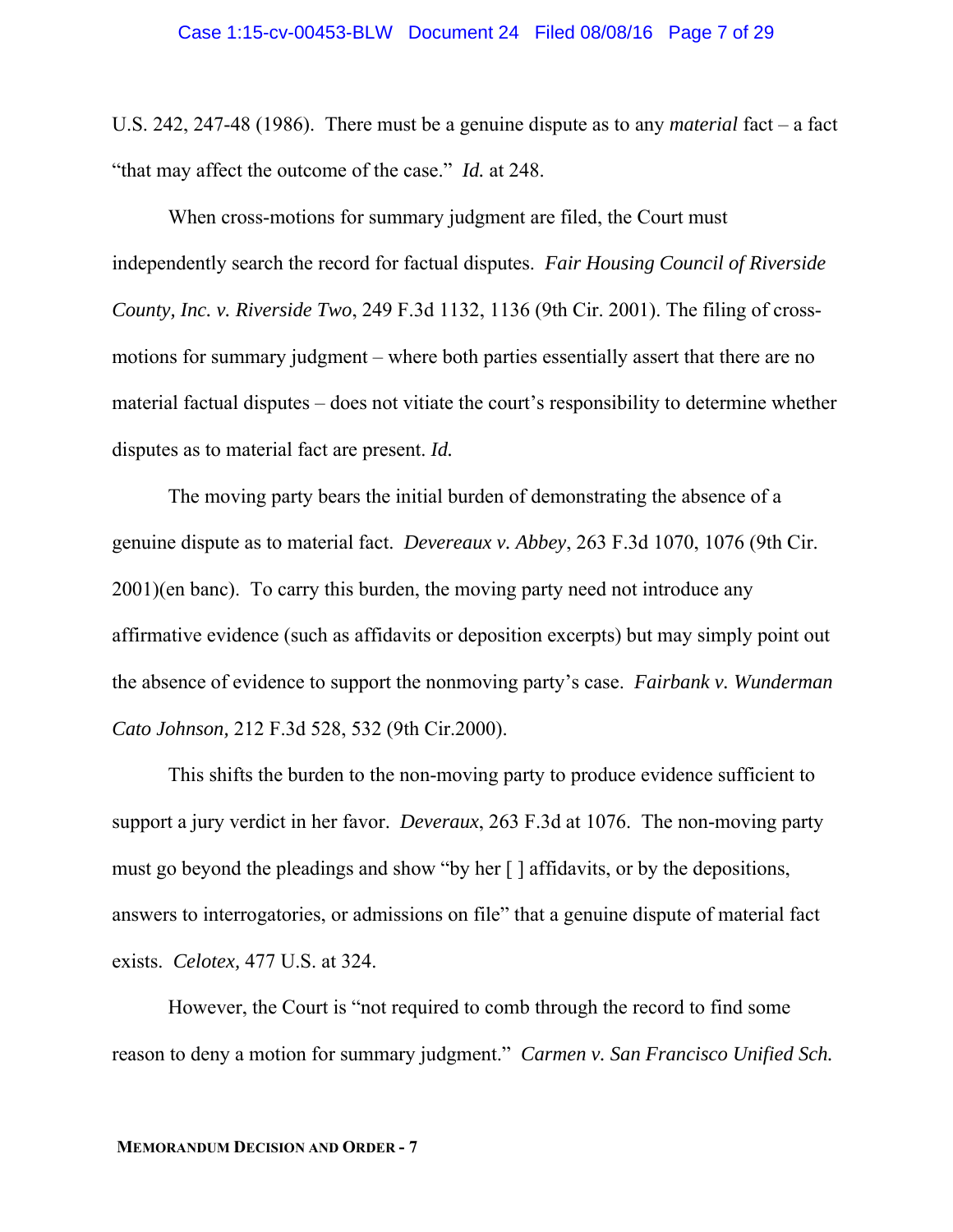U.S. 242, 247-48 (1986). There must be a genuine dispute as to any *material* fact – a fact "that may affect the outcome of the case." *Id.* at 248.

When cross-motions for summary judgment are filed, the Court must independently search the record for factual disputes. *Fair Housing Council of Riverside County, Inc. v. Riverside Two*, 249 F.3d 1132, 1136 (9th Cir. 2001). The filing of cross-motions for summary judgment – where both parties essentially assert that there are no material factual disputes – does not vitiate the court's responsibility to determine whether disputes as to material fact are present. *Id.*

The moving party bears the initial burden of demonstrating the absence of a genuine dispute as to material fact. *Devereaux v. Abbey*, 263 F.3d 1070, 1076 (9th Cir. 2001)(en banc). To carry this burden, the moving party need not introduce any affirmative evidence (such as affidavits or deposition excerpts) but may simply point out the absence of evidence to support the nonmoving party's case. *Fairbank v. Wunderman Cato Johnson,* 212 F.3d 528, 532 (9th Cir.2000).

This shifts the burden to the non-moving party to produce evidence sufficient to support a jury verdict in her favor. *Deveraux*, 263 F.3d at 1076. The non-moving party must go beyond the pleadings and show "by her [ ] affidavits, or by the depositions, answers to interrogatories, or admissions on file" that a genuine dispute of material fact exists. *Celotex,* 477 U.S. at 324.

However, the Court is "not required to comb through the record to find some reason to deny a motion for summary judgment." *Carmen v. San Francisco Unified Sch.*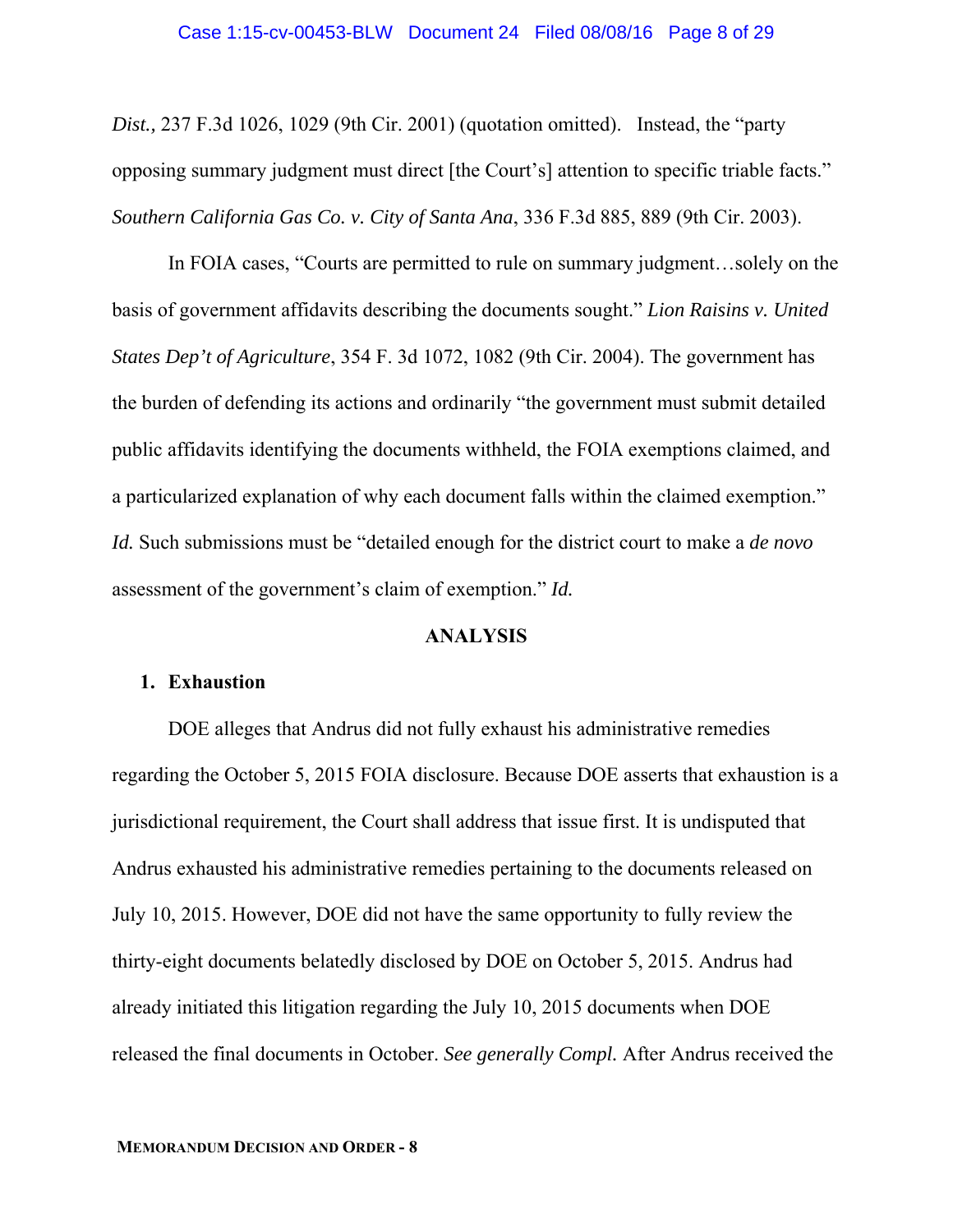*Dist.,* 237 F.3d 1026, 1029 (9th Cir. 2001) (quotation omitted). Instead, the "party opposing summary judgment must direct [the Court's] attention to specific triable facts." *Southern California Gas Co. v. City of Santa Ana*, 336 F.3d 885, 889 (9th Cir. 2003).

In FOIA cases, "Courts are permitted to rule on summary judgment…solely on the basis of government affidavits describing the documents sought." *Lion Raisins v. United States Dep't of Agriculture*, 354 F. 3d 1072, 1082 (9th Cir. 2004). The government has the burden of defending its actions and ordinarily "the government must submit detailed public affidavits identifying the documents withheld, the FOIA exemptions claimed, and a particularized explanation of why each document falls within the claimed exemption." *Id.* Such submissions must be "detailed enough for the district court to make a *de novo* assessment of the government's claim of exemption." *Id.*

## ANALYSIS

### 1. Exhaustion

DOE alleges that Andrus did not fully exhaust his administrative remedies regarding the October 5, 2015 FOIA disclosure. Because DOE asserts that exhaustion is a jurisdictional requirement, the Court shall address that issue first. It is undisputed that Andrus exhausted his administrative remedies pertaining to the documents released on July 10, 2015. However, DOE did not have the same opportunity to fully review the thirty-eight documents belatedly disclosed by DOE on October 5, 2015. Andrus had already initiated this litigation regarding the July 10, 2015 documents when DOE released the final documents in October. *See generally Compl.* After Andrus received the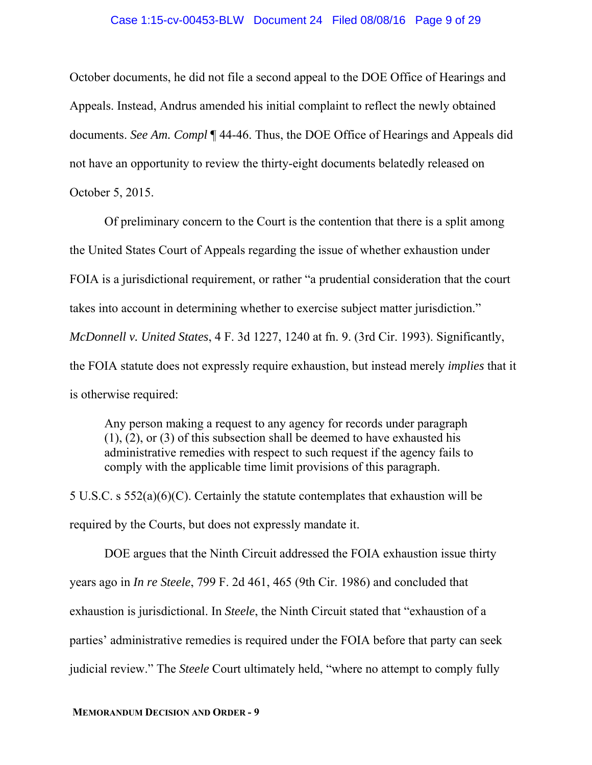October documents, he did not file a second appeal to the DOE Office of Hearings and Appeals. Instead, Andrus amended his initial complaint to reflect the newly obtained documents. *See Am. Compl* ¶ 44-46. Thus, the DOE Office of Hearings and Appeals did not have an opportunity to review the thirty-eight documents belatedly released on October 5, 2015.

Of preliminary concern to the Court is the contention that there is a split among the United States Court of Appeals regarding the issue of whether exhaustion under FOIA is a jurisdictional requirement, or rather "a prudential consideration that the court takes into account in determining whether to exercise subject matter jurisdiction." *McDonnell v. United States*, 4 F. 3d 1227, 1240 at fn. 9. (3rd Cir. 1993). Significantly, the FOIA statute does not expressly require exhaustion, but instead merely *implies* that it is otherwise required:

> Any person making a request to any agency for records under paragraph (1), (2), or (3) of this subsection shall be deemed to have exhausted his administrative remedies with respect to such request if the agency fails to comply with the applicable time limit provisions of this paragraph.

5 U.S.C. s 552(a)(6)(C). Certainly the statute contemplates that exhaustion will be required by the Courts, but does not expressly mandate it.

DOE argues that the Ninth Circuit addressed the FOIA exhaustion issue thirty years ago in *In re Steele*, 799 F. 2d 461, 465 (9th Cir. 1986) and concluded that exhaustion is jurisdictional. In *Steele*, the Ninth Circuit stated that "exhaustion of a parties' administrative remedies is required under the FOIA before that party can seek judicial review." The *Steele* Court ultimately held, "where no attempt to comply fully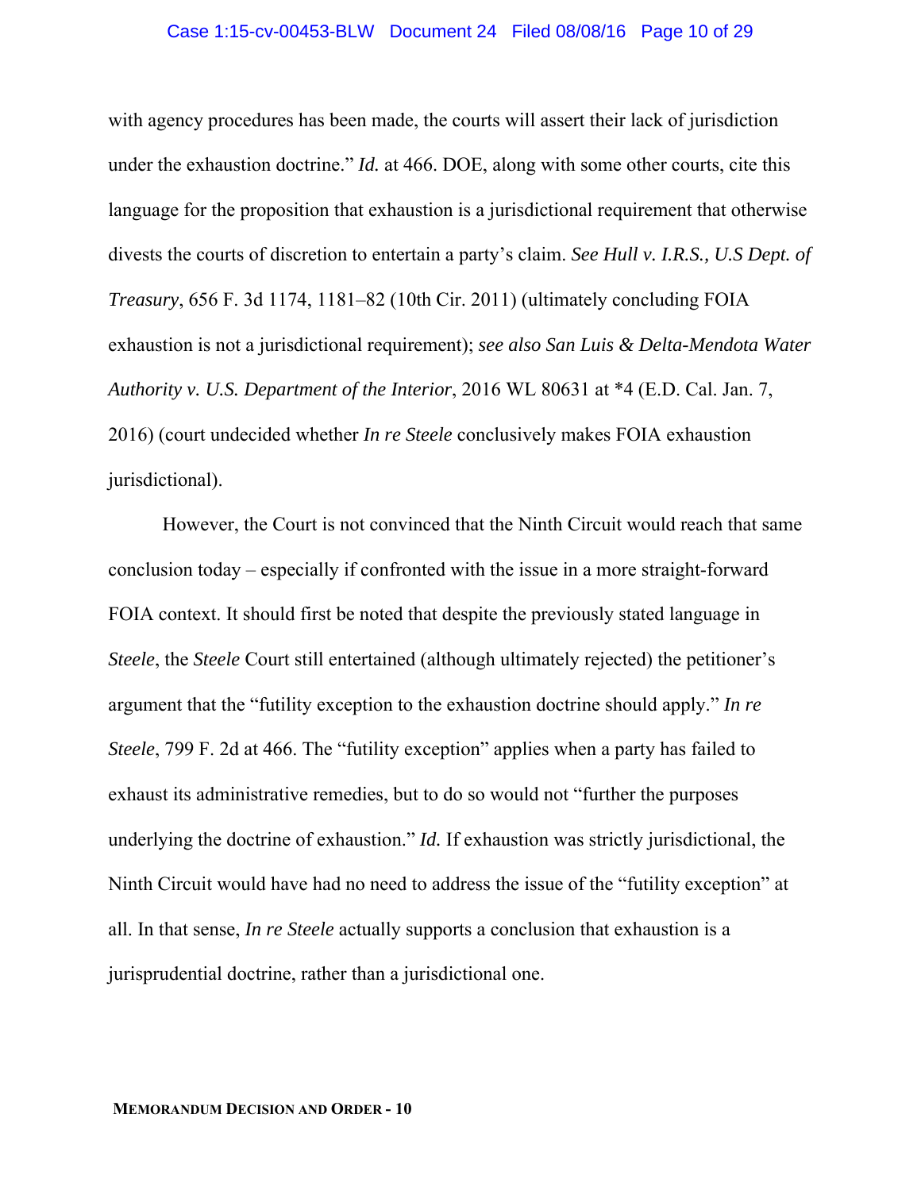with agency procedures has been made, the courts will assert their lack of jurisdiction under the exhaustion doctrine." *Id.* at 466. DOE, along with some other courts, cite this language for the proposition that exhaustion is a jurisdictional requirement that otherwise divests the courts of discretion to entertain a party's claim. *See Hull v. I.R.S., U.S Dept. of Treasury*, 656 F. 3d 1174, 1181–82 (10th Cir. 2011) (ultimately concluding FOIA exhaustion is not a jurisdictional requirement); *see also San Luis & Delta-Mendota Water Authority v. U.S. Department of the Interior*, 2016 WL 80631 at *4 (E.D. Cal. Jan. 7, 2016) (court undecided whether *In re Steele* conclusively makes FOIA exhaustion jurisdictional).

However, the Court is not convinced that the Ninth Circuit would reach that same conclusion today – especially if confronted with the issue in a more straight-forward FOIA context. It should first be noted that despite the previously stated language in *Steele*, the *Steele* Court still entertained (although ultimately rejected) the petitioner's argument that the "futility exception to the exhaustion doctrine should apply." *In re Steele*, 799 F. 2d at 466. The "futility exception" applies when a party has failed to exhaust its administrative remedies, but to do so would not "further the purposes underlying the doctrine of exhaustion." *Id.* If exhaustion was strictly jurisdictional, the Ninth Circuit would have had no need to address the issue of the "futility exception" at all. In that sense, *In re Steele* actually supports a conclusion that exhaustion is a jurisprudential doctrine, rather than a jurisdictional one.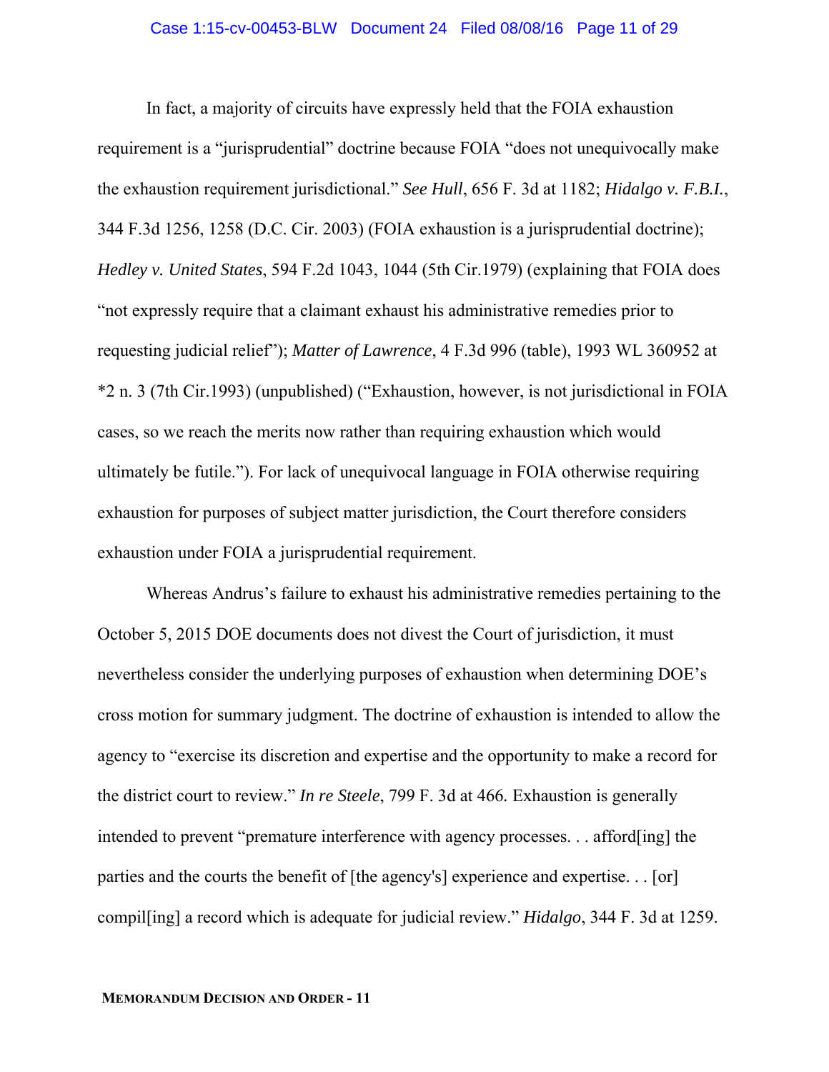In fact, a majority of circuits have expressly held that the FOIA exhaustion requirement is a "jurisprudential" doctrine because FOIA "does not unequivocally make the exhaustion requirement jurisdictional." *See Hull*, 656 F. 3d at 1182; *Hidalgo v. F.B.I.*, 344 F.3d 1256, 1258 (D.C. Cir. 2003) (FOIA exhaustion is a jurisprudential doctrine); *Hedley v. United States*, 594 F.2d 1043, 1044 (5th Cir.1979) (explaining that FOIA does "not expressly require that a claimant exhaust his administrative remedies prior to requesting judicial relief"); *Matter of Lawrence*, 4 F.3d 996 (table), 1993 WL 360952 at *2 n. 3 (7th Cir.1993) (unpublished) ("Exhaustion, however, is not jurisdictional in FOIA cases, so we reach the merits now rather than requiring exhaustion which would ultimately be futile."). For lack of unequivocal language in FOIA otherwise requiring exhaustion for purposes of subject matter jurisdiction, the Court therefore considers exhaustion under FOIA a jurisprudential requirement.

Whereas Andrus's failure to exhaust his administrative remedies pertaining to the October 5, 2015 DOE documents does not divest the Court of jurisdiction, it must nevertheless consider the underlying purposes of exhaustion when determining DOE's cross motion for summary judgment. The doctrine of exhaustion is intended to allow the agency to "exercise its discretion and expertise and the opportunity to make a record for the district court to review." *In re Steele*, 799 F. 3d at 466. Exhaustion is generally intended to prevent "premature interference with agency processes. . . afford[ing] the parties and the courts the benefit of [the agency's] experience and expertise. . . [or] compil[ing] a record which is adequate for judicial review." *Hidalgo*, 344 F. 3d at 1259.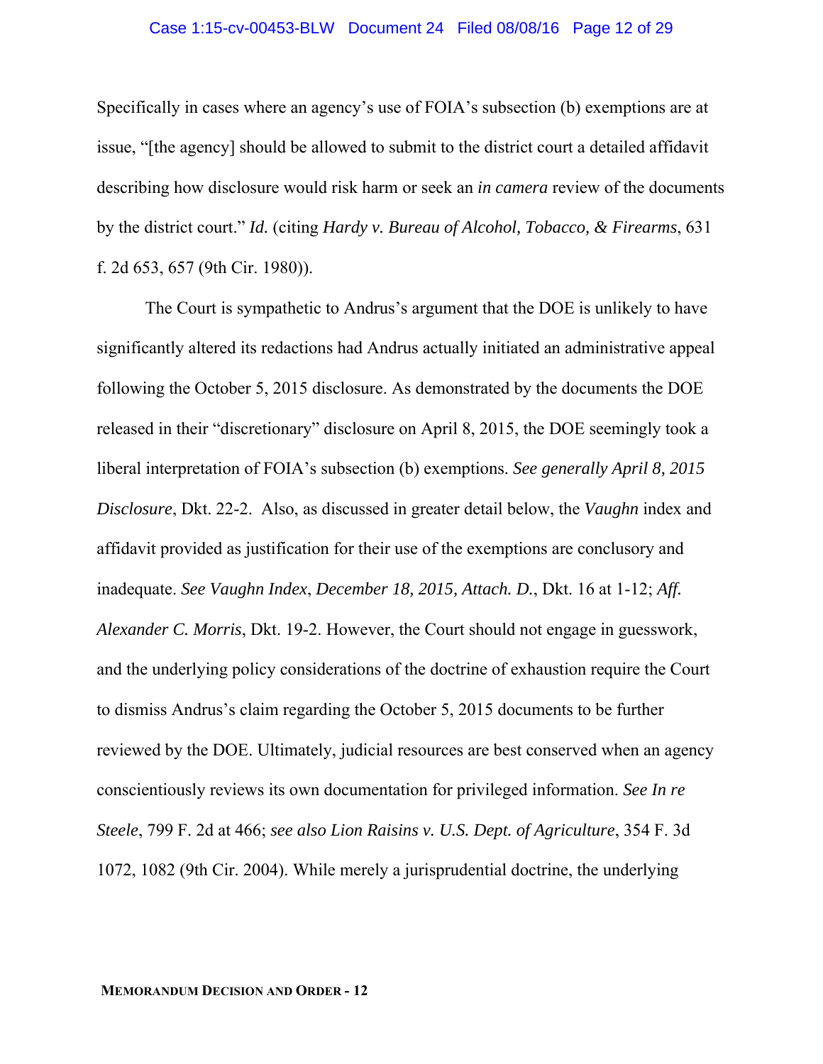Specifically in cases where an agency's use of FOIA's subsection (b) exemptions are at issue, "[the agency] should be allowed to submit to the district court a detailed affidavit describing how disclosure would risk harm or seek an *in camera* review of the documents by the district court." *Id.* (citing *Hardy v. Bureau of Alcohol, Tobacco, & Firearms*, 631 f. 2d 653, 657 (9th Cir. 1980)).

The Court is sympathetic to Andrus's argument that the DOE is unlikely to have significantly altered its redactions had Andrus actually initiated an administrative appeal following the October 5, 2015 disclosure. As demonstrated by the documents the DOE released in their "discretionary" disclosure on April 8, 2015, the DOE seemingly took a liberal interpretation of FOIA's subsection (b) exemptions. *See generally April 8, 2015 Disclosure*, Dkt. 22-2. Also, as discussed in greater detail below, the *Vaughn* index and affidavit provided as justification for their use of the exemptions are conclusory and inadequate. *See Vaughn Index*, *December 18, 2015, Attach. D.*, Dkt. 16 at 1-12; *Aff. Alexander C. Morris*, Dkt. 19-2. However, the Court should not engage in guesswork, and the underlying policy considerations of the doctrine of exhaustion require the Court to dismiss Andrus's claim regarding the October 5, 2015 documents to be further reviewed by the DOE. Ultimately, judicial resources are best conserved when an agency conscientiously reviews its own documentation for privileged information. *See In re Steele*, 799 F. 2d at 466; *see also Lion Raisins v. U.S. Dept. of Agriculture*, 354 F. 3d 1072, 1082 (9th Cir. 2004). While merely a jurisprudential doctrine, the underlying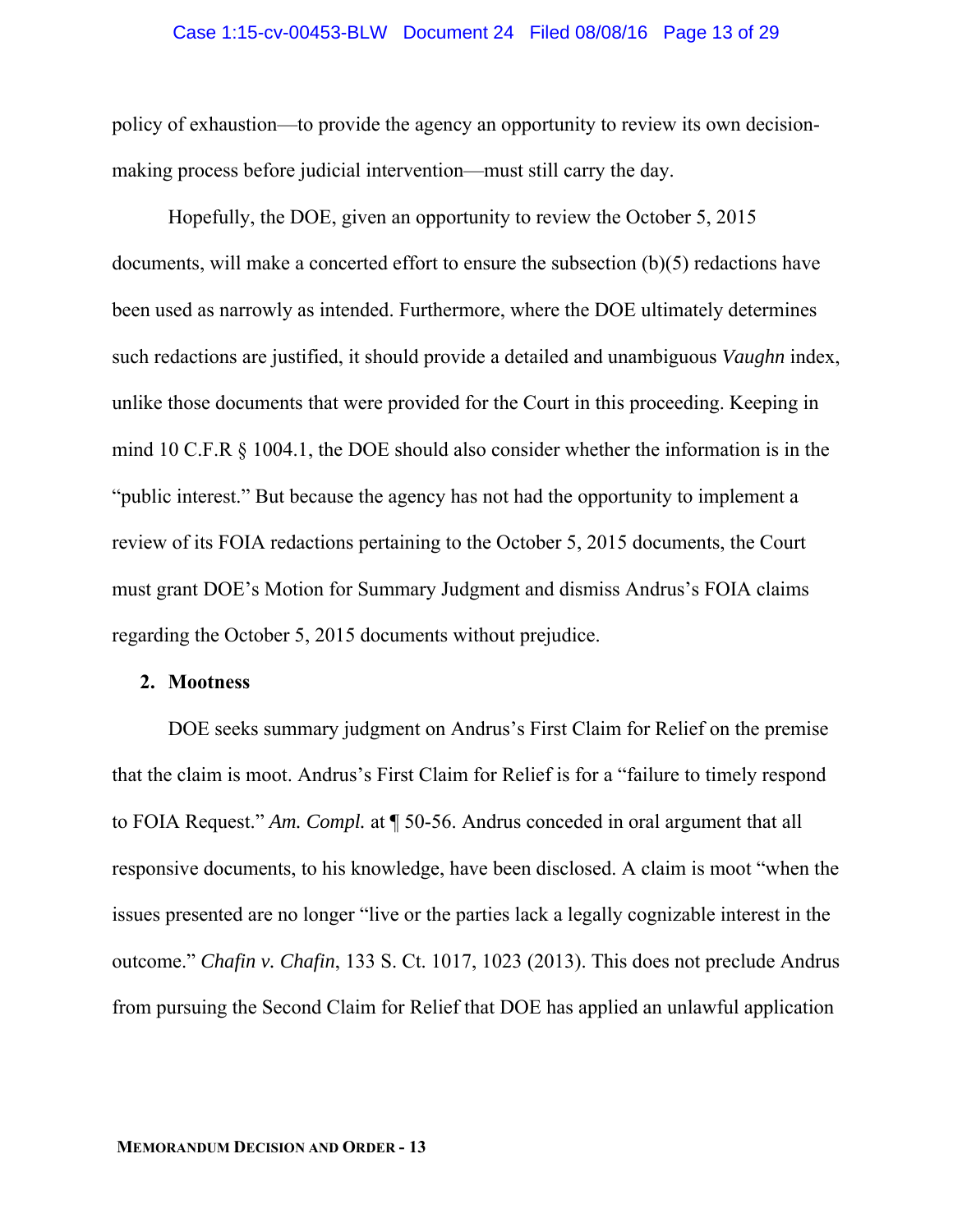policy of exhaustion—to provide the agency an opportunity to review its own decision-making process before judicial intervention—must still carry the day.

Hopefully, the DOE, given an opportunity to review the October 5, 2015 documents, will make a concerted effort to ensure the subsection (b)(5) redactions have been used as narrowly as intended. Furthermore, where the DOE ultimately determines such redactions are justified, it should provide a detailed and unambiguous *Vaughn* index, unlike those documents that were provided for the Court in this proceeding. Keeping in mind 10 C.F.R § 1004.1, the DOE should also consider whether the information is in the "public interest." But because the agency has not had the opportunity to implement a review of its FOIA redactions pertaining to the October 5, 2015 documents, the Court must grant DOE's Motion for Summary Judgment and dismiss Andrus's FOIA claims regarding the October 5, 2015 documents without prejudice.

**2. Mootness**

DOE seeks summary judgment on Andrus's First Claim for Relief on the premise that the claim is moot. Andrus's First Claim for Relief is for a "failure to timely respond to FOIA Request." *Am. Compl.* at ¶ 50-56. Andrus conceded in oral argument that all responsive documents, to his knowledge, have been disclosed. A claim is moot "when the issues presented are no longer "live or the parties lack a legally cognizable interest in the outcome." *Chafin v. Chafin*, 133 S. Ct. 1017, 1023 (2013). This does not preclude Andrus from pursuing the Second Claim for Relief that DOE has applied an unlawful application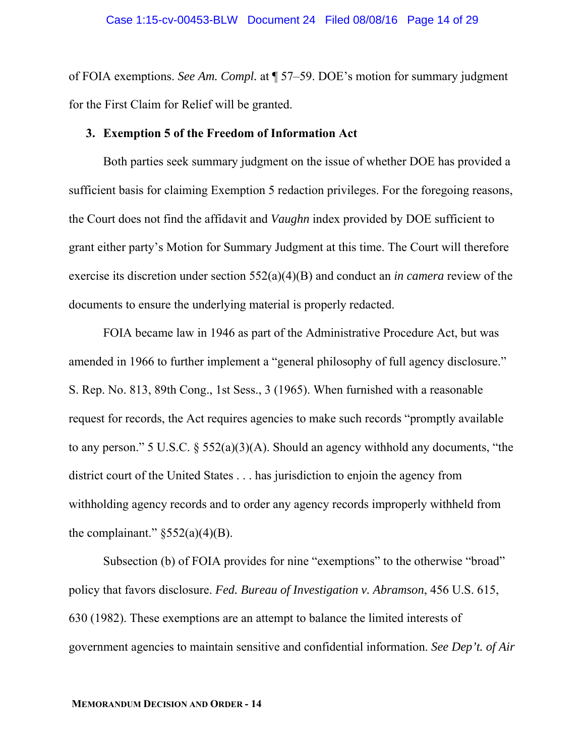of FOIA exemptions. *See Am. Compl.* at ¶ 57–59. DOE's motion for summary judgment for the First Claim for Relief will be granted.

### 3. Exemption 5 of the Freedom of Information Act

Both parties seek summary judgment on the issue of whether DOE has provided a sufficient basis for claiming Exemption 5 redaction privileges. For the foregoing reasons, the Court does not find the affidavit and *Vaughn* index provided by DOE sufficient to grant either party's Motion for Summary Judgment at this time. The Court will therefore exercise its discretion under section 552(a)(4)(B) and conduct an *in camera* review of the documents to ensure the underlying material is properly redacted.

FOIA became law in 1946 as part of the Administrative Procedure Act, but was amended in 1966 to further implement a "general philosophy of full agency disclosure." S. Rep. No. 813, 89th Cong., 1st Sess., 3 (1965). When furnished with a reasonable request for records, the Act requires agencies to make such records "promptly available to any person." 5 U.S.C. § 552(a)(3)(A). Should an agency withhold any documents, "the district court of the United States . . . has jurisdiction to enjoin the agency from withholding agency records and to order any agency records improperly withheld from the complainant." §552(a)(4)(B).

Subsection (b) of FOIA provides for nine "exemptions" to the otherwise "broad" policy that favors disclosure. *Fed. Bureau of Investigation v. Abramson*, 456 U.S. 615, 630 (1982). These exemptions are an attempt to balance the limited interests of government agencies to maintain sensitive and confidential information. *See Dep't. of Air*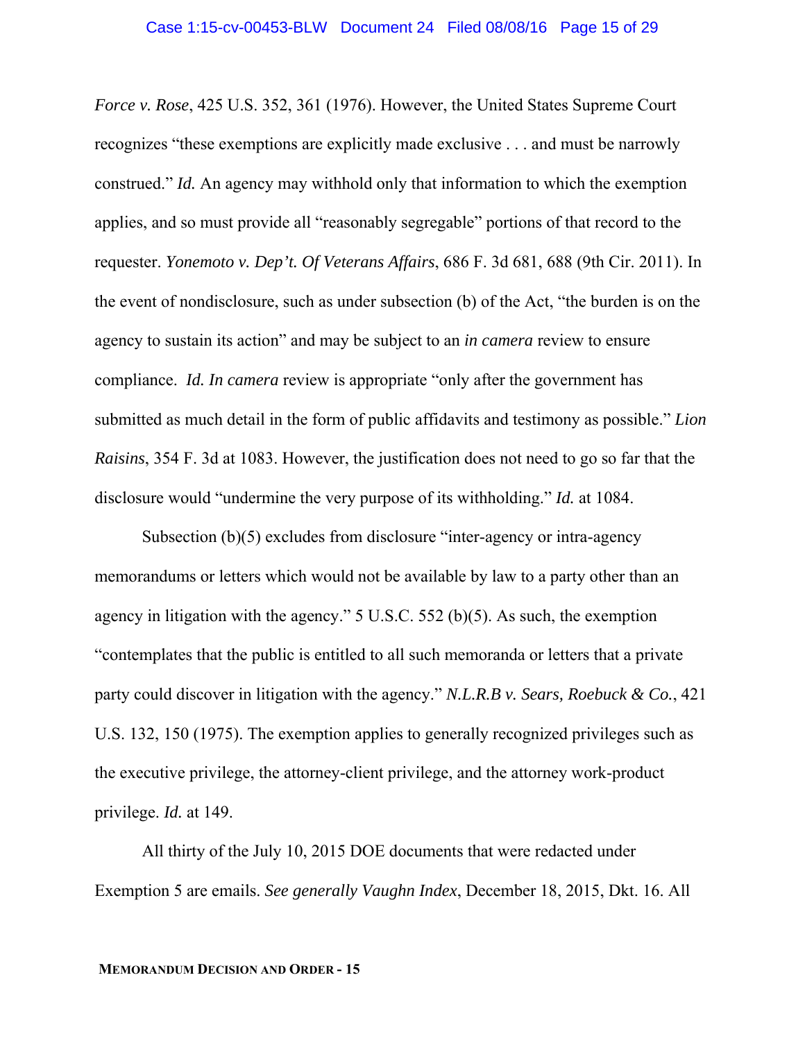*Force v. Rose*, 425 U.S. 352, 361 (1976). However, the United States Supreme Court recognizes "these exemptions are explicitly made exclusive . . . and must be narrowly construed." *Id.* An agency may withhold only that information to which the exemption applies, and so must provide all "reasonably segregable" portions of that record to the requester. *Yonemoto v. Dep't. Of Veterans Affairs*, 686 F. 3d 681, 688 (9th Cir. 2011). In the event of nondisclosure, such as under subsection (b) of the Act, "the burden is on the agency to sustain its action" and may be subject to an *in camera* review to ensure compliance. *Id. In camera* review is appropriate "only after the government has submitted as much detail in the form of public affidavits and testimony as possible." *Lion Raisins*, 354 F. 3d at 1083. However, the justification does not need to go so far that the disclosure would "undermine the very purpose of its withholding." *Id.* at 1084.

Subsection (b)(5) excludes from disclosure "inter-agency or intra-agency memorandums or letters which would not be available by law to a party other than an agency in litigation with the agency." 5 U.S.C. 552 (b)(5). As such, the exemption "contemplates that the public is entitled to all such memoranda or letters that a private party could discover in litigation with the agency." *N.L.R.B v. Sears, Roebuck & Co.*, 421 U.S. 132, 150 (1975). The exemption applies to generally recognized privileges such as the executive privilege, the attorney-client privilege, and the attorney work-product privilege. *Id.* at 149.

All thirty of the July 10, 2015 DOE documents that were redacted under Exemption 5 are emails. *See generally Vaughn Index*, December 18, 2015, Dkt. 16. All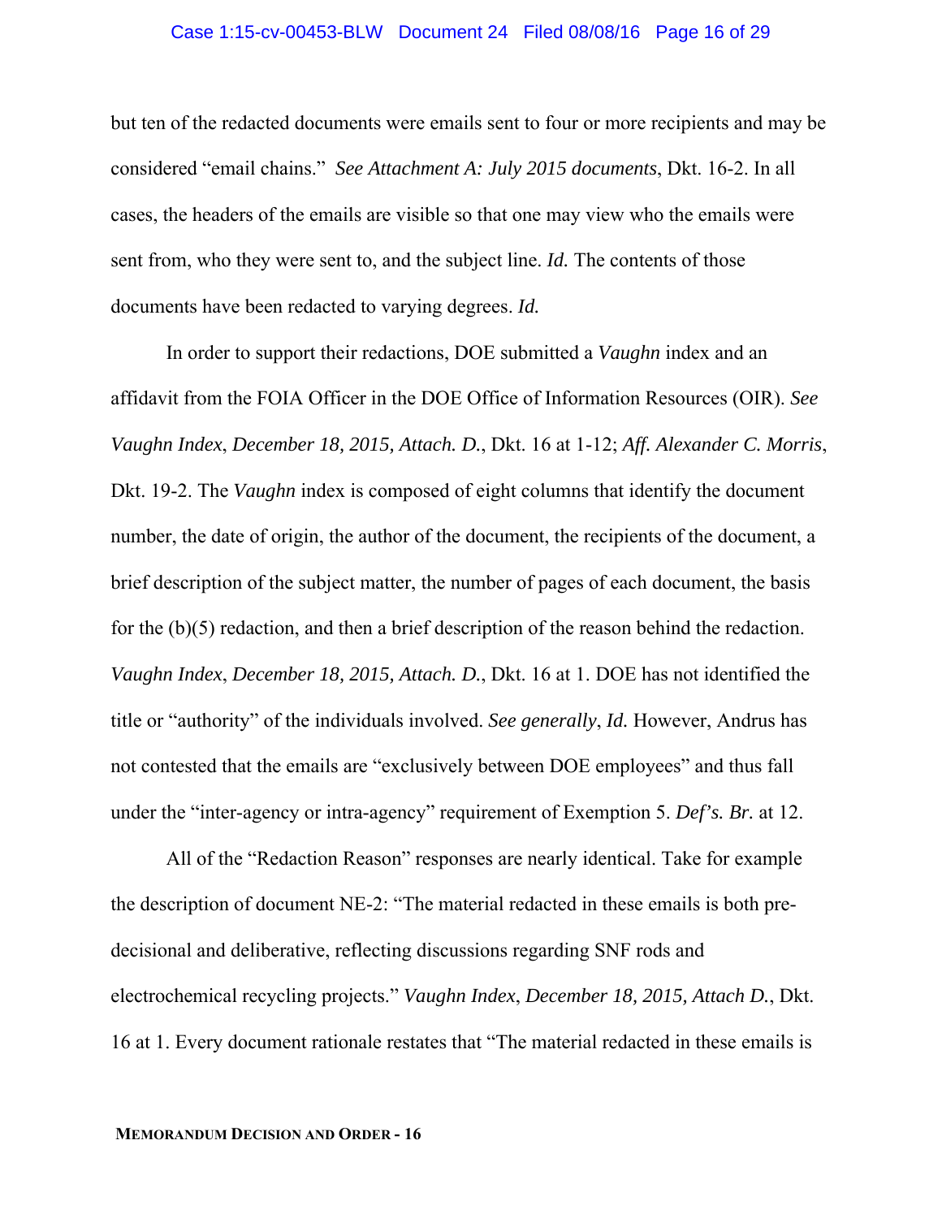but ten of the redacted documents were emails sent to four or more recipients and may be considered "email chains." *See Attachment A: July 2015 documents*, Dkt. 16-2. In all cases, the headers of the emails are visible so that one may view who the emails were sent from, who they were sent to, and the subject line. *Id.* The contents of those documents have been redacted to varying degrees. *Id.*

In order to support their redactions, DOE submitted a *Vaughn* index and an affidavit from the FOIA Officer in the DOE Office of Information Resources (OIR). *See Vaughn Index*, *December 18, 2015, Attach. D.*, Dkt. 16 at 1-12; *Aff. Alexander C. Morris*, Dkt. 19-2. The *Vaughn* index is composed of eight columns that identify the document number, the date of origin, the author of the document, the recipients of the document, a brief description of the subject matter, the number of pages of each document, the basis for the (b)(5) redaction, and then a brief description of the reason behind the redaction. *Vaughn Index*, *December 18, 2015, Attach. D.*, Dkt. 16 at 1. DOE has not identified the title or "authority" of the individuals involved. *See generally*, *Id.* However, Andrus has not contested that the emails are "exclusively between DOE employees" and thus fall under the "inter-agency or intra-agency" requirement of Exemption 5. *Def's. Br.* at 12.

All of the "Redaction Reason" responses are nearly identical. Take for example the description of document NE-2: "The material redacted in these emails is both pre-decisional and deliberative, reflecting discussions regarding SNF rods and electrochemical recycling projects." *Vaughn Index*, *December 18, 2015, Attach D.*, Dkt. 16 at 1. Every document rationale restates that "The material redacted in these emails is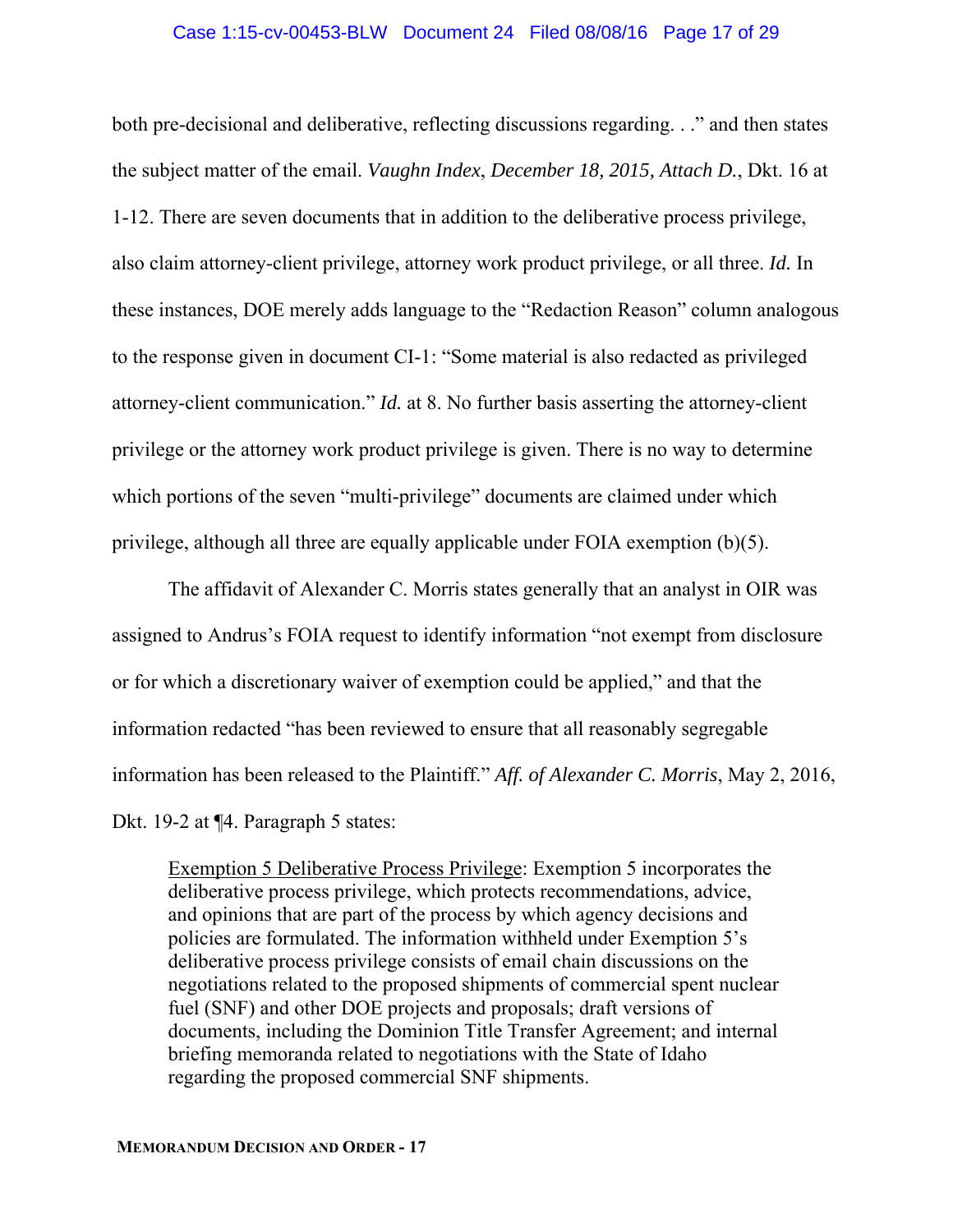both pre-decisional and deliberative, reflecting discussions regarding. . ." and then states the subject matter of the email. *Vaughn Index*, *December 18, 2015, Attach D.*, Dkt. 16 at 1-12. There are seven documents that in addition to the deliberative process privilege, also claim attorney-client privilege, attorney work product privilege, or all three. *Id.* In these instances, DOE merely adds language to the "Redaction Reason" column analogous to the response given in document CI-1: "Some material is also redacted as privileged attorney-client communication." *Id.* at 8. No further basis asserting the attorney-client privilege or the attorney work product privilege is given. There is no way to determine which portions of the seven "multi-privilege" documents are claimed under which privilege, although all three are equally applicable under FOIA exemption (b)(5).

The affidavit of Alexander C. Morris states generally that an analyst in OIR was assigned to Andrus's FOIA request to identify information "not exempt from disclosure or for which a discretionary waiver of exemption could be applied," and that the information redacted "has been reviewed to ensure that all reasonably segregable information has been released to the Plaintiff." *Aff. of Alexander C. Morris*, May 2, 2016, Dkt. 19-2 at ¶4. Paragraph 5 states:

> <u>Exemption 5 Deliberative Process Privilege</u>: Exemption 5 incorporates the deliberative process privilege, which protects recommendations, advice, and opinions that are part of the process by which agency decisions and policies are formulated. The information withheld under Exemption 5's deliberative process privilege consists of email chain discussions on the negotiations related to the proposed shipments of commercial spent nuclear fuel (SNF) and other DOE projects and proposals; draft versions of documents, including the Dominion Title Transfer Agreement; and internal briefing memoranda related to negotiations with the State of Idaho regarding the proposed commercial SNF shipments.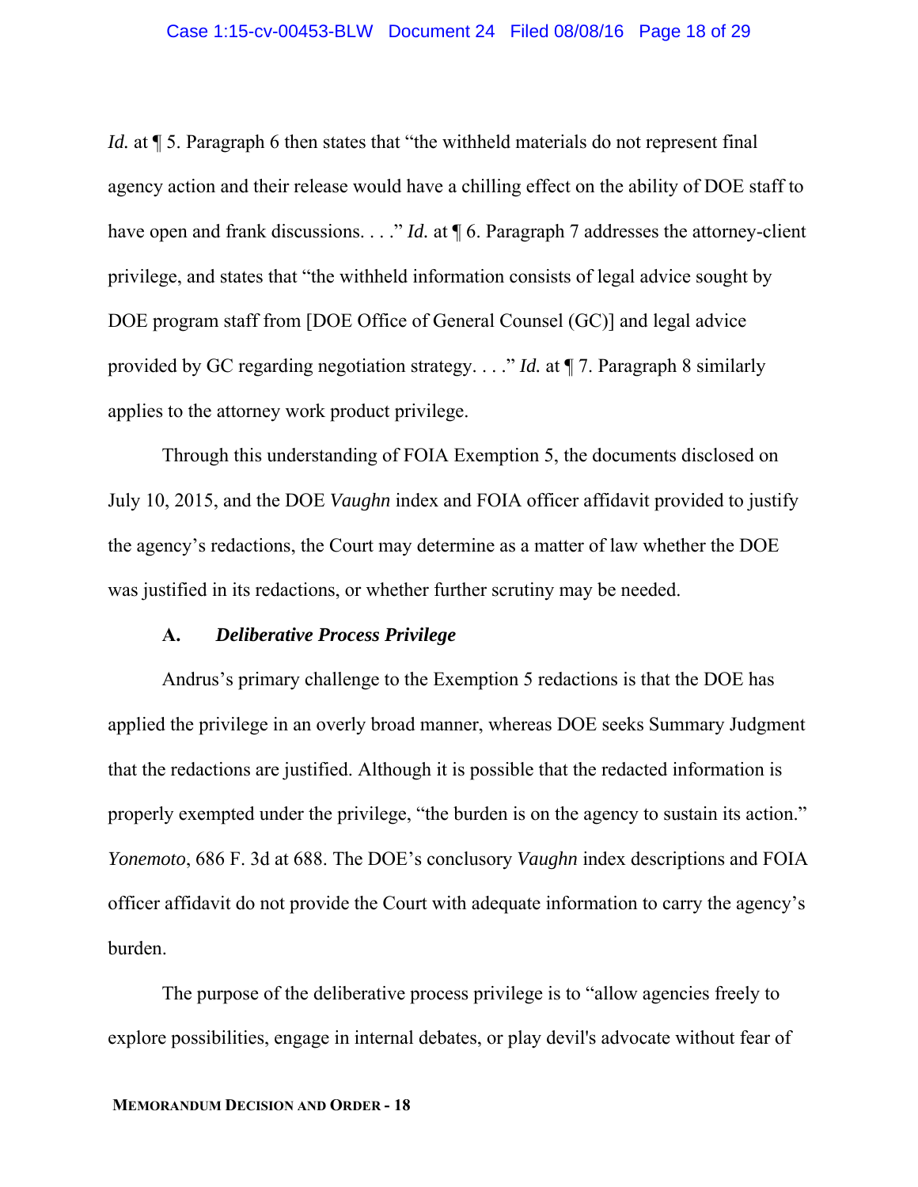*Id.* at ¶ 5. Paragraph 6 then states that "the withheld materials do not represent final agency action and their release would have a chilling effect on the ability of DOE staff to have open and frank discussions. . . ." *Id.* at ¶ 6. Paragraph 7 addresses the attorney-client privilege, and states that "the withheld information consists of legal advice sought by DOE program staff from [DOE Office of General Counsel (GC)] and legal advice provided by GC regarding negotiation strategy. . . ." *Id.* at ¶ 7. Paragraph 8 similarly applies to the attorney work product privilege.

Through this understanding of FOIA Exemption 5, the documents disclosed on July 10, 2015, and the DOE *Vaughn* index and FOIA officer affidavit provided to justify the agency's redactions, the Court may determine as a matter of law whether the DOE was justified in its redactions, or whether further scrutiny may be needed.

### A. *Deliberative Process Privilege*

Andrus's primary challenge to the Exemption 5 redactions is that the DOE has applied the privilege in an overly broad manner, whereas DOE seeks Summary Judgment that the redactions are justified. Although it is possible that the redacted information is properly exempted under the privilege, "the burden is on the agency to sustain its action." *Yonemoto*, 686 F. 3d at 688. The DOE's conclusory *Vaughn* index descriptions and FOIA officer affidavit do not provide the Court with adequate information to carry the agency's burden.

The purpose of the deliberative process privilege is to "allow agencies freely to explore possibilities, engage in internal debates, or play devil's advocate without fear of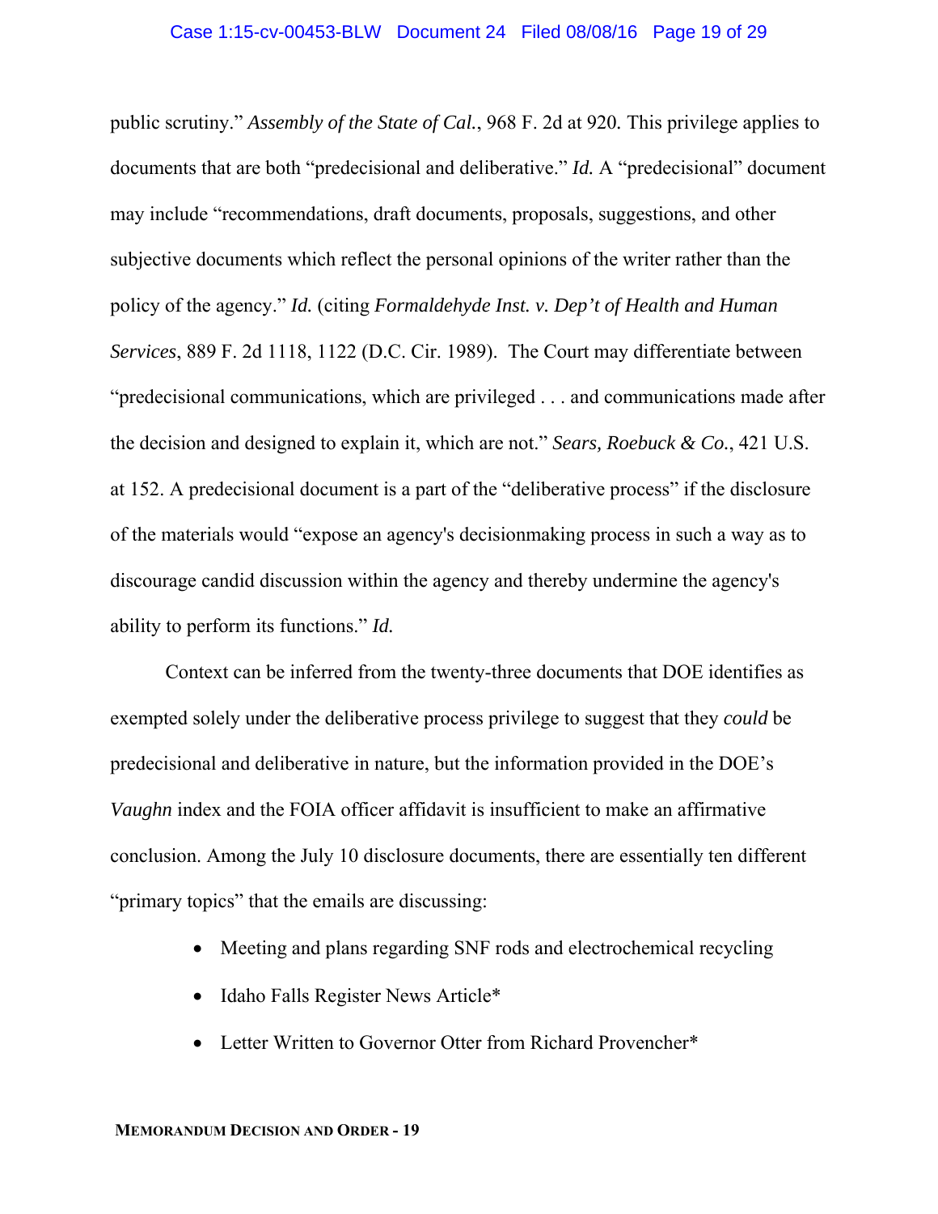public scrutiny." *Assembly of the State of Cal.*, 968 F. 2d at 920. This privilege applies to documents that are both "predecisional and deliberative." *Id.* A "predecisional" document may include "recommendations, draft documents, proposals, suggestions, and other subjective documents which reflect the personal opinions of the writer rather than the policy of the agency." *Id.* (citing *Formaldehyde Inst. v. Dep't of Health and Human Services*, 889 F. 2d 1118, 1122 (D.C. Cir. 1989). The Court may differentiate between "predecisional communications, which are privileged . . . and communications made after the decision and designed to explain it, which are not." *Sears, Roebuck & Co.*, 421 U.S. at 152. A predecisional document is a part of the "deliberative process" if the disclosure of the materials would "expose an agency's decisionmaking process in such a way as to discourage candid discussion within the agency and thereby undermine the agency's ability to perform its functions." *Id.*

Context can be inferred from the twenty-three documents that DOE identifies as exempted solely under the deliberative process privilege to suggest that they *could* be predecisional and deliberative in nature, but the information provided in the DOE's *Vaughn* index and the FOIA officer affidavit is insufficient to make an affirmative conclusion. Among the July 10 disclosure documents, there are essentially ten different "primary topics" that the emails are discussing:

- Meeting and plans regarding SNF rods and electrochemical recycling
- Idaho Falls Register News Article*
- Letter Written to Governor Otter from Richard Provencher*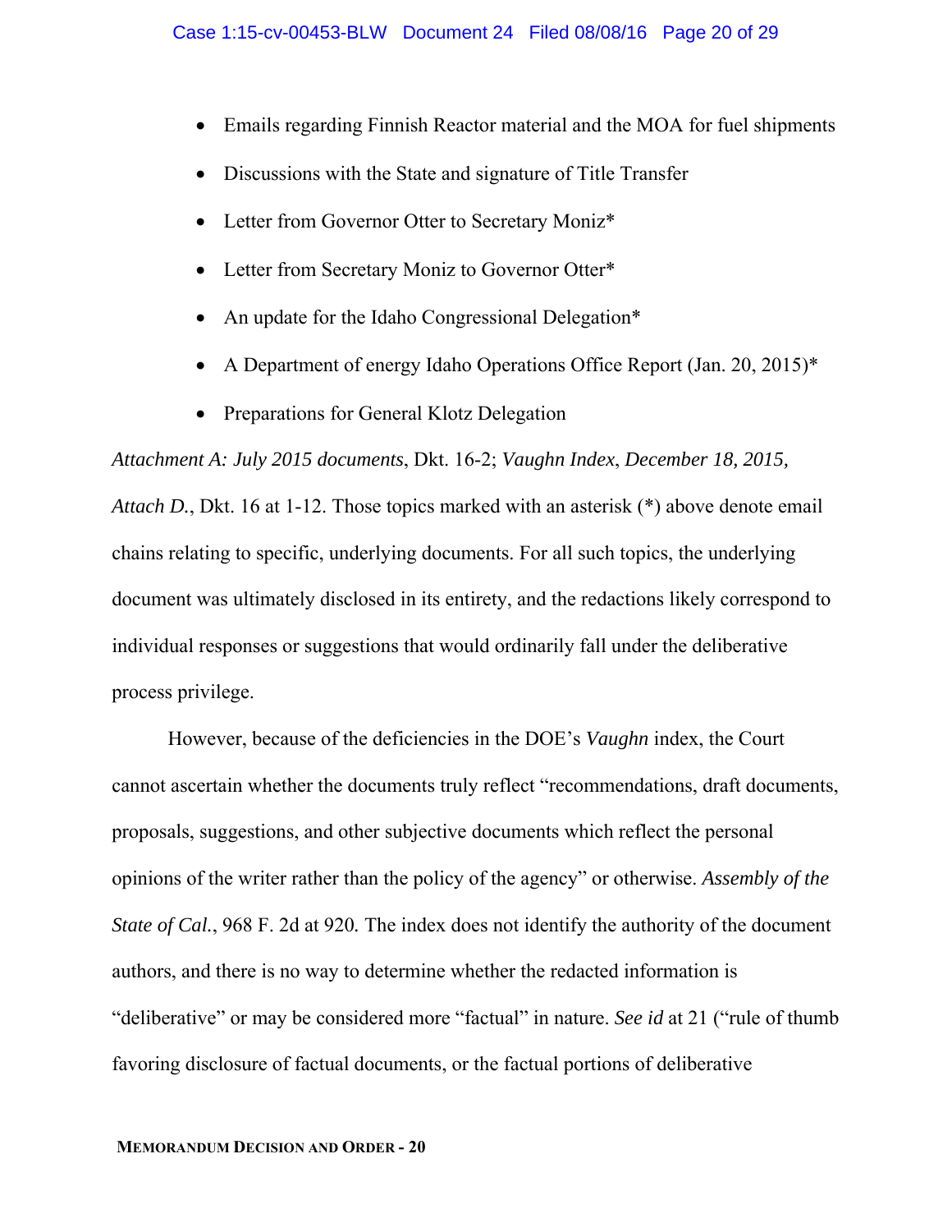- Emails regarding Finnish Reactor material and the MOA for fuel shipments
- Discussions with the State and signature of Title Transfer
- Letter from Governor Otter to Secretary Moniz*
- Letter from Secretary Moniz to Governor Otter*
- An update for the Idaho Congressional Delegation*
- A Department of energy Idaho Operations Office Report (Jan. 20, 2015)*
- Preparations for General Klotz Delegation

*Attachment A: July 2015 documents*, Dkt. 16-2; *Vaughn Index*, *December 18, 2015, Attach D.*, Dkt. 16 at 1-12. Those topics marked with an asterisk (*) above denote email chains relating to specific, underlying documents. For all such topics, the underlying document was ultimately disclosed in its entirety, and the redactions likely correspond to individual responses or suggestions that would ordinarily fall under the deliberative process privilege.

However, because of the deficiencies in the DOE's *Vaughn* index, the Court cannot ascertain whether the documents truly reflect "recommendations, draft documents, proposals, suggestions, and other subjective documents which reflect the personal opinions of the writer rather than the policy of the agency" or otherwise. *Assembly of the State of Cal.*, 968 F. 2d at 920. The index does not identify the authority of the document authors, and there is no way to determine whether the redacted information is "deliberative" or may be considered more "factual" in nature. *See id* at 21 ("rule of thumb favoring disclosure of factual documents, or the factual portions of deliberative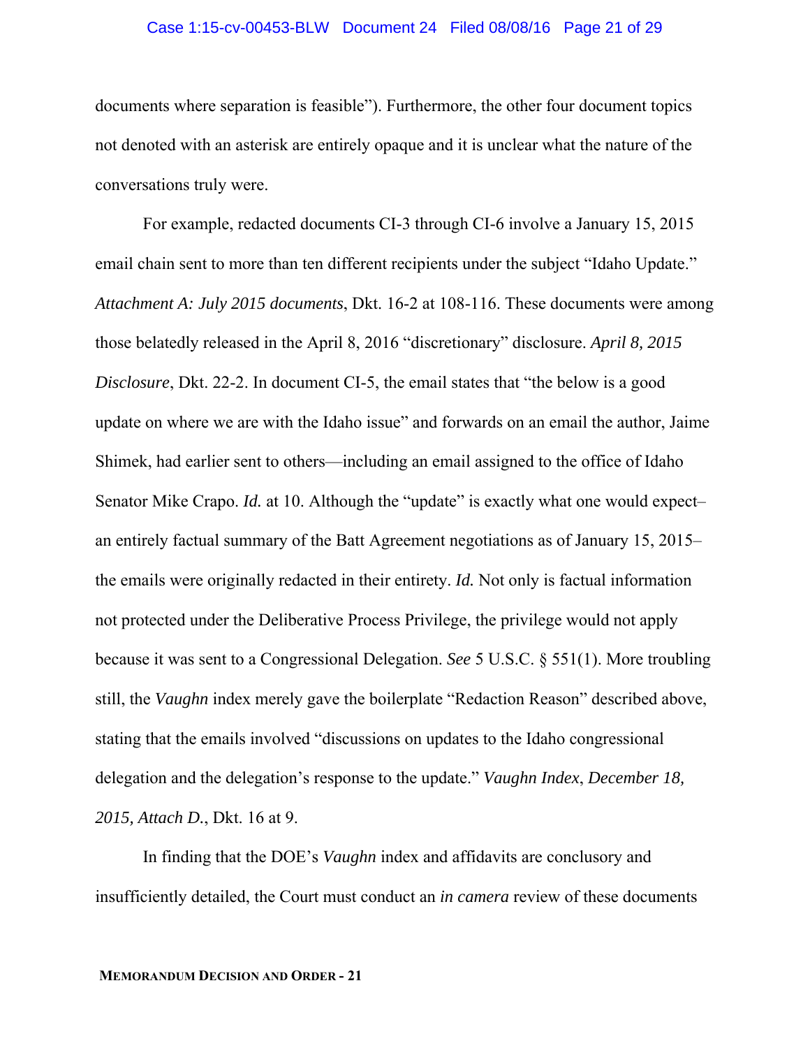documents where separation is feasible"). Furthermore, the other four document topics not denoted with an asterisk are entirely opaque and it is unclear what the nature of the conversations truly were.

For example, redacted documents CI-3 through CI-6 involve a January 15, 2015 email chain sent to more than ten different recipients under the subject "Idaho Update." *Attachment A: July 2015 documents*, Dkt. 16-2 at 108-116. These documents were among those belatedly released in the April 8, 2016 "discretionary" disclosure. *April 8, 2015 Disclosure*, Dkt. 22-2. In document CI-5, the email states that "the below is a good update on where we are with the Idaho issue" and forwards on an email the author, Jaime Shimek, had earlier sent to others—including an email assigned to the office of Idaho Senator Mike Crapo. *Id.* at 10. Although the "update" is exactly what one would expect– an entirely factual summary of the Batt Agreement negotiations as of January 15, 2015– the emails were originally redacted in their entirety. *Id.* Not only is factual information not protected under the Deliberative Process Privilege, the privilege would not apply because it was sent to a Congressional Delegation. *See* 5 U.S.C. § 551(1). More troubling still, the *Vaughn* index merely gave the boilerplate "Redaction Reason" described above, stating that the emails involved "discussions on updates to the Idaho congressional delegation and the delegation's response to the update." *Vaughn Index*, *December 18, 2015, Attach D.*, Dkt. 16 at 9.

In finding that the DOE's *Vaughn* index and affidavits are conclusory and insufficiently detailed, the Court must conduct an *in camera* review of these documents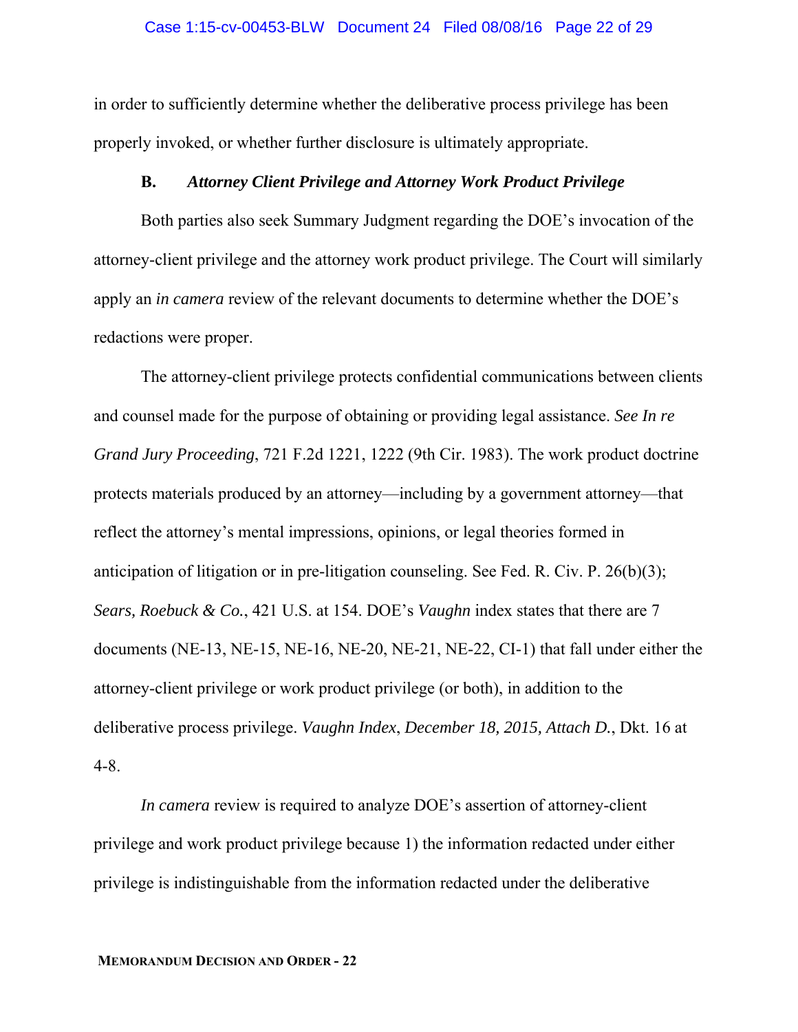in order to sufficiently determine whether the deliberative process privilege has been properly invoked, or whether further disclosure is ultimately appropriate.

### B. *Attorney Client Privilege and Attorney Work Product Privilege*

Both parties also seek Summary Judgment regarding the DOE's invocation of the attorney-client privilege and the attorney work product privilege. The Court will similarly apply an *in camera* review of the relevant documents to determine whether the DOE's redactions were proper.

The attorney-client privilege protects confidential communications between clients and counsel made for the purpose of obtaining or providing legal assistance. *See In re Grand Jury Proceeding*, 721 F.2d 1221, 1222 (9th Cir. 1983). The work product doctrine protects materials produced by an attorney—including by a government attorney—that reflect the attorney's mental impressions, opinions, or legal theories formed in anticipation of litigation or in pre-litigation counseling. See Fed. R. Civ. P. 26(b)(3); *Sears, Roebuck & Co.*, 421 U.S. at 154. DOE's *Vaughn* index states that there are 7 documents (NE-13, NE-15, NE-16, NE-20, NE-21, NE-22, CI-1) that fall under either the attorney-client privilege or work product privilege (or both), in addition to the deliberative process privilege. *Vaughn Index*, *December 18, 2015, Attach D.*, Dkt. 16 at 4-8.

*In camera* review is required to analyze DOE's assertion of attorney-client privilege and work product privilege because 1) the information redacted under either privilege is indistinguishable from the information redacted under the deliberative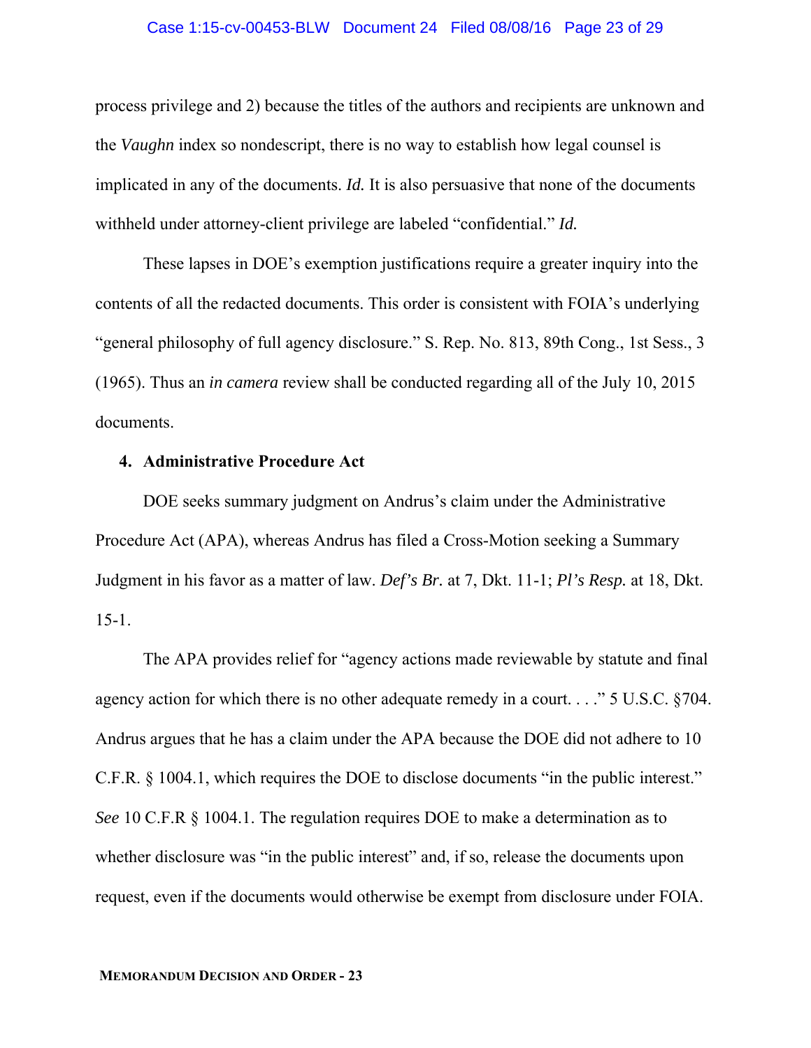process privilege and 2) because the titles of the authors and recipients are unknown and the *Vaughn* index so nondescript, there is no way to establish how legal counsel is implicated in any of the documents. *Id.* It is also persuasive that none of the documents withheld under attorney-client privilege are labeled "confidential." *Id.*

These lapses in DOE's exemption justifications require a greater inquiry into the contents of all the redacted documents. This order is consistent with FOIA's underlying "general philosophy of full agency disclosure." S. Rep. No. 813, 89th Cong., 1st Sess., 3 (1965). Thus an *in camera* review shall be conducted regarding all of the July 10, 2015 documents.

**4. Administrative Procedure Act**

DOE seeks summary judgment on Andrus's claim under the Administrative Procedure Act (APA), whereas Andrus has filed a Cross-Motion seeking a Summary Judgment in his favor as a matter of law. ***Def's Br.*** at 7, Dkt. 11-1; ***Pl's Resp.*** at 18, Dkt. 15-1.

The APA provides relief for "agency actions made reviewable by statute and final agency action for which there is no other adequate remedy in a court. . . ." 5 U.S.C. §704. Andrus argues that he has a claim under the APA because the DOE did not adhere to 10 C.F.R. § 1004.1, which requires the DOE to disclose documents "in the public interest." *See* 10 C.F.R § 1004.1. The regulation requires DOE to make a determination as to whether disclosure was "in the public interest" and, if so, release the documents upon request, even if the documents would otherwise be exempt from disclosure under FOIA.

**MEMORANDUM DECISION AND ORDER - 23**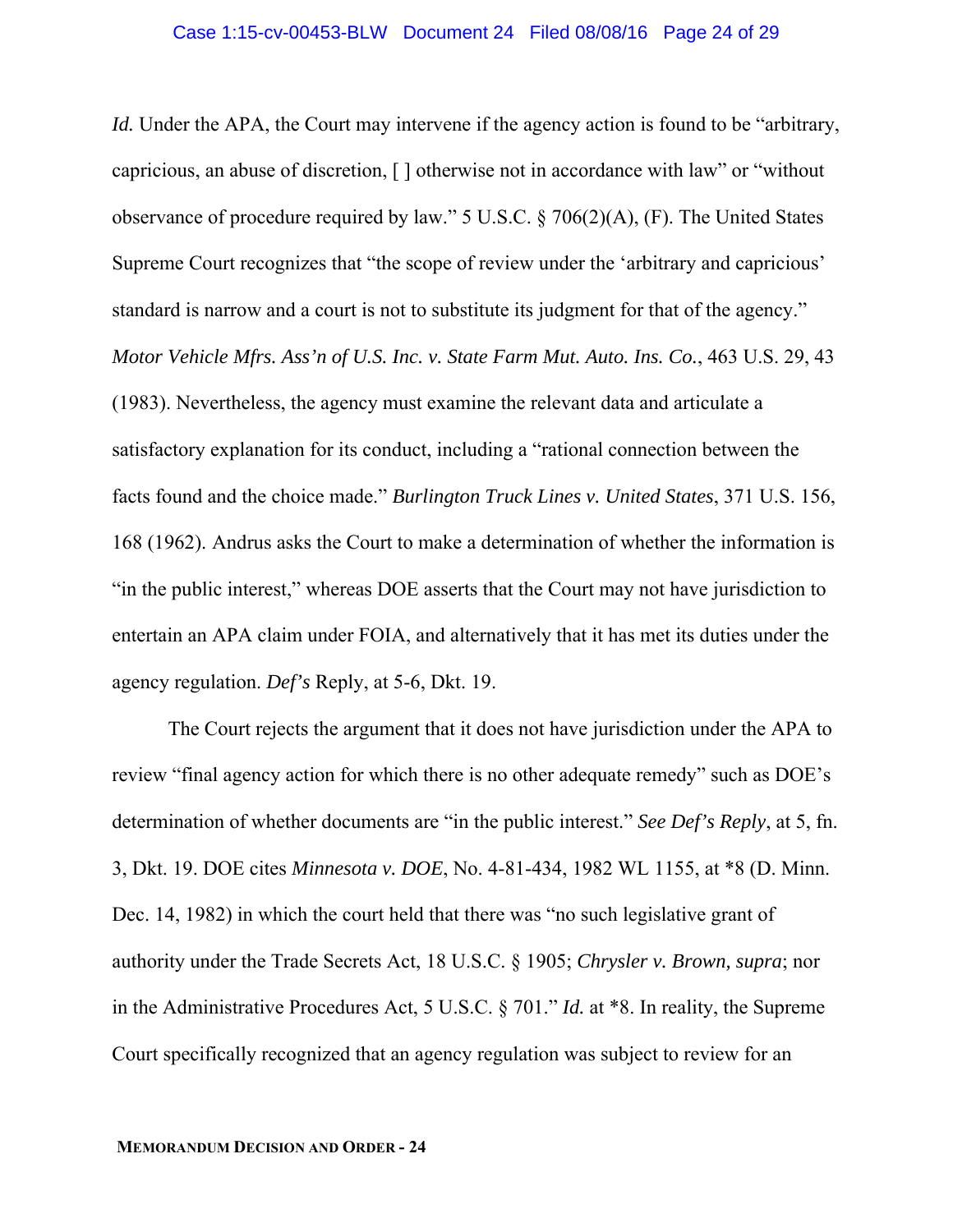*Id.* Under the APA, the Court may intervene if the agency action is found to be "arbitrary, capricious, an abuse of discretion, [ ] otherwise not in accordance with law" or "without observance of procedure required by law." 5 U.S.C. § 706(2)(A), (F). The United States Supreme Court recognizes that "the scope of review under the 'arbitrary and capricious' standard is narrow and a court is not to substitute its judgment for that of the agency." *Motor Vehicle Mfrs. Ass'n of U.S. Inc. v. State Farm Mut. Auto. Ins. Co.*, 463 U.S. 29, 43 (1983). Nevertheless, the agency must examine the relevant data and articulate a satisfactory explanation for its conduct, including a "rational connection between the facts found and the choice made." *Burlington Truck Lines v. United States*, 371 U.S. 156, 168 (1962). Andrus asks the Court to make a determination of whether the information is "in the public interest," whereas DOE asserts that the Court may not have jurisdiction to entertain an APA claim under FOIA, and alternatively that it has met its duties under the agency regulation. *Def's* Reply, at 5-6, Dkt. 19.

The Court rejects the argument that it does not have jurisdiction under the APA to review "final agency action for which there is no other adequate remedy" such as DOE's determination of whether documents are "in the public interest." *See Def's Reply*, at 5, fn. 3, Dkt. 19. DOE cites *Minnesota v. DOE*, No. 4-81-434, 1982 WL 1155, at *8 (D. Minn. Dec. 14, 1982) in which the court held that there was "no such legislative grant of authority under the Trade Secrets Act, 18 U.S.C. § 1905; *Chrysler v. Brown, supra*; nor in the Administrative Procedures Act, 5 U.S.C. § 701." *Id.* at *8. In reality, the Supreme Court specifically recognized that an agency regulation was subject to review for an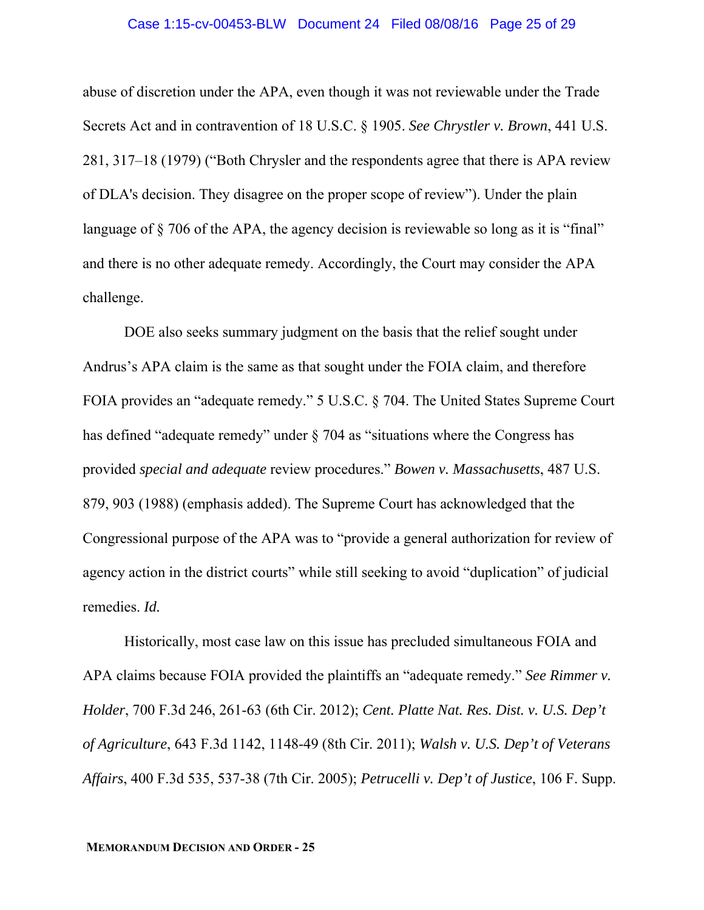abuse of discretion under the APA, even though it was not reviewable under the Trade Secrets Act and in contravention of 18 U.S.C. § 1905. *See Chrystler v. Brown*, 441 U.S. 281, 317–18 (1979) ("Both Chrysler and the respondents agree that there is APA review of DLA's decision. They disagree on the proper scope of review"). Under the plain language of § 706 of the APA, the agency decision is reviewable so long as it is "final" and there is no other adequate remedy. Accordingly, the Court may consider the APA challenge.

DOE also seeks summary judgment on the basis that the relief sought under Andrus's APA claim is the same as that sought under the FOIA claim, and therefore FOIA provides an "adequate remedy." 5 U.S.C. § 704. The United States Supreme Court has defined "adequate remedy" under § 704 as "situations where the Congress has provided *special and adequate* review procedures." *Bowen v. Massachusetts*, 487 U.S. 879, 903 (1988) (emphasis added). The Supreme Court has acknowledged that the Congressional purpose of the APA was to "provide a general authorization for review of agency action in the district courts" while still seeking to avoid "duplication" of judicial remedies. *Id.*

Historically, most case law on this issue has precluded simultaneous FOIA and APA claims because FOIA provided the plaintiffs an "adequate remedy." *See Rimmer v. Holder*, 700 F.3d 246, 261-63 (6th Cir. 2012); *Cent. Platte Nat. Res. Dist. v. U.S. Dep't of Agriculture*, 643 F.3d 1142, 1148-49 (8th Cir. 2011); *Walsh v. U.S. Dep't of Veterans Affairs*, 400 F.3d 535, 537-38 (7th Cir. 2005); *Petrucelli v. Dep't of Justice*, 106 F. Supp.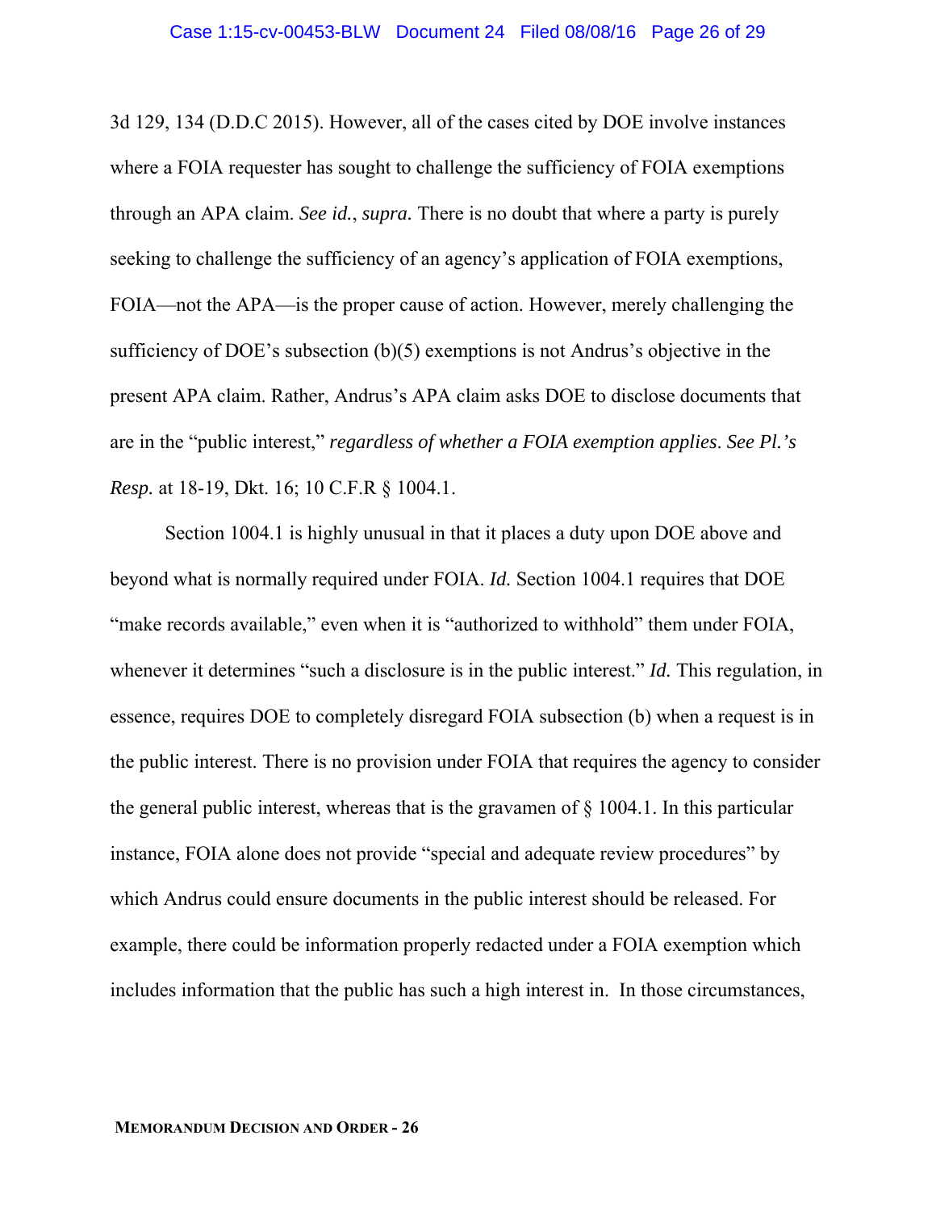3d 129, 134 (D.D.C 2015). However, all of the cases cited by DOE involve instances where a FOIA requester has sought to challenge the sufficiency of FOIA exemptions through an APA claim. *See id.*, *supra.* There is no doubt that where a party is purely seeking to challenge the sufficiency of an agency's application of FOIA exemptions, FOIA—not the APA—is the proper cause of action. However, merely challenging the sufficiency of DOE's subsection (b)(5) exemptions is not Andrus's objective in the present APA claim. Rather, Andrus's APA claim asks DOE to disclose documents that are in the "public interest," *regardless of whether a FOIA exemption applies*. *See Pl.'s Resp.* at 18-19, Dkt. 16; 10 C.F.R § 1004.1.

Section 1004.1 is highly unusual in that it places a duty upon DOE above and beyond what is normally required under FOIA. *Id.* Section 1004.1 requires that DOE "make records available," even when it is "authorized to withhold" them under FOIA, whenever it determines "such a disclosure is in the public interest." *Id.* This regulation, in essence, requires DOE to completely disregard FOIA subsection (b) when a request is in the public interest. There is no provision under FOIA that requires the agency to consider the general public interest, whereas that is the gravamen of § 1004.1. In this particular instance, FOIA alone does not provide "special and adequate review procedures" by which Andrus could ensure documents in the public interest should be released. For example, there could be information properly redacted under a FOIA exemption which includes information that the public has such a high interest in. In those circumstances,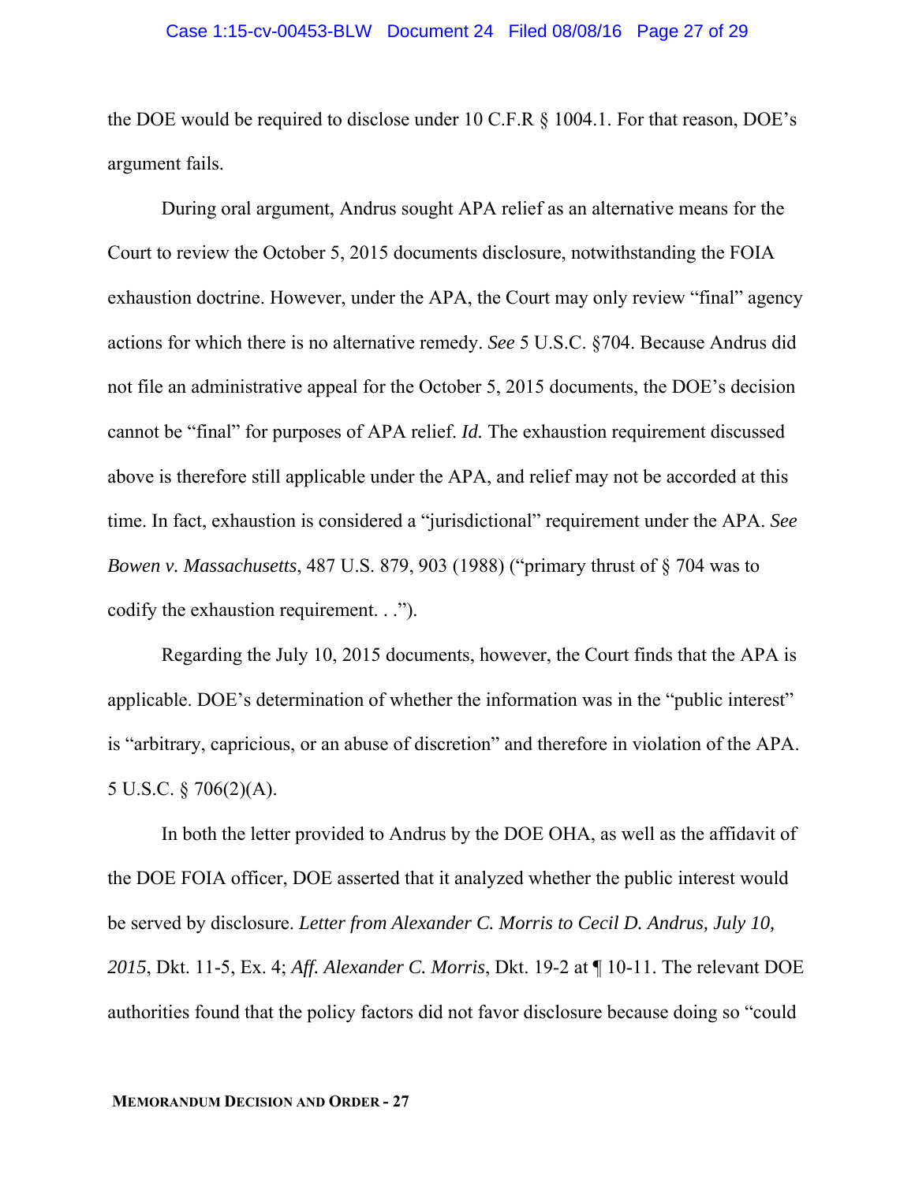the DOE would be required to disclose under 10 C.F.R § 1004.1. For that reason, DOE's argument fails.

During oral argument, Andrus sought APA relief as an alternative means for the Court to review the October 5, 2015 documents disclosure, notwithstanding the FOIA exhaustion doctrine. However, under the APA, the Court may only review "final" agency actions for which there is no alternative remedy. *See* 5 U.S.C. §704. Because Andrus did not file an administrative appeal for the October 5, 2015 documents, the DOE's decision cannot be "final" for purposes of APA relief. *Id.* The exhaustion requirement discussed above is therefore still applicable under the APA, and relief may not be accorded at this time. In fact, exhaustion is considered a "jurisdictional" requirement under the APA. *See Bowen v. Massachusetts*, 487 U.S. 879, 903 (1988) ("primary thrust of § 704 was to codify the exhaustion requirement. . .").

Regarding the July 10, 2015 documents, however, the Court finds that the APA is applicable. DOE's determination of whether the information was in the "public interest" is "arbitrary, capricious, or an abuse of discretion" and therefore in violation of the APA. 5 U.S.C. § 706(2)(A).

In both the letter provided to Andrus by the DOE OHA, as well as the affidavit of the DOE FOIA officer, DOE asserted that it analyzed whether the public interest would be served by disclosure. *Letter from Alexander C. Morris to Cecil D. Andrus, July 10, 2015*, Dkt. 11-5, Ex. 4; *Aff. Alexander C. Morris*, Dkt. 19-2 at ¶ 10-11. The relevant DOE authorities found that the policy factors did not favor disclosure because doing so "could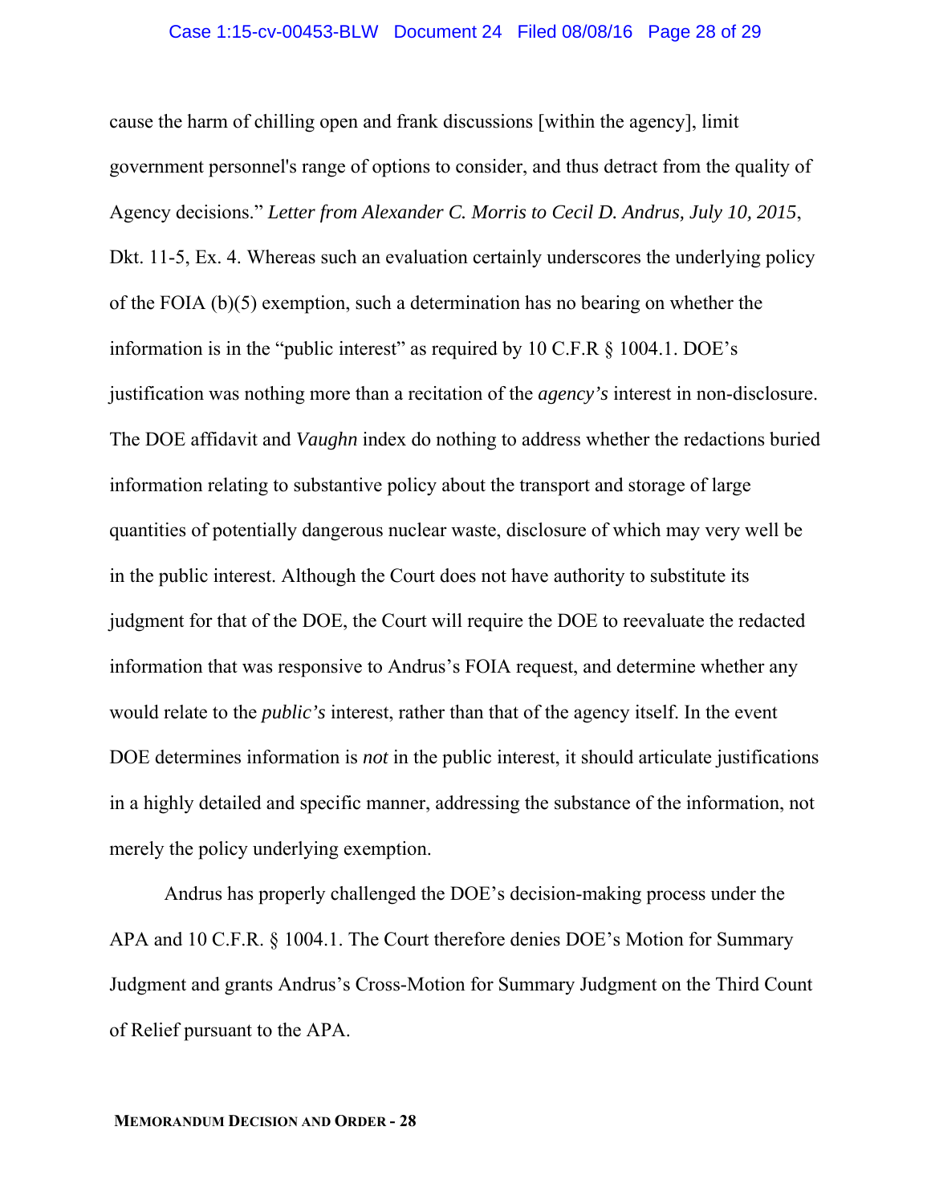cause the harm of chilling open and frank discussions [within the agency], limit government personnel's range of options to consider, and thus detract from the quality of Agency decisions." *Letter from Alexander C. Morris to Cecil D. Andrus, July 10, 2015*, Dkt. 11-5, Ex. 4. Whereas such an evaluation certainly underscores the underlying policy of the FOIA (b)(5) exemption, such a determination has no bearing on whether the information is in the "public interest" as required by 10 C.F.R § 1004.1. DOE's justification was nothing more than a recitation of the *agency's* interest in non-disclosure. The DOE affidavit and *Vaughn* index do nothing to address whether the redactions buried information relating to substantive policy about the transport and storage of large quantities of potentially dangerous nuclear waste, disclosure of which may very well be in the public interest. Although the Court does not have authority to substitute its judgment for that of the DOE, the Court will require the DOE to reevaluate the redacted information that was responsive to Andrus's FOIA request, and determine whether any would relate to the *public's* interest, rather than that of the agency itself. In the event DOE determines information is *not* in the public interest, it should articulate justifications in a highly detailed and specific manner, addressing the substance of the information, not merely the policy underlying exemption.

Andrus has properly challenged the DOE's decision-making process under the APA and 10 C.F.R. § 1004.1. The Court therefore denies DOE's Motion for Summary Judgment and grants Andrus's Cross-Motion for Summary Judgment on the Third Count of Relief pursuant to the APA.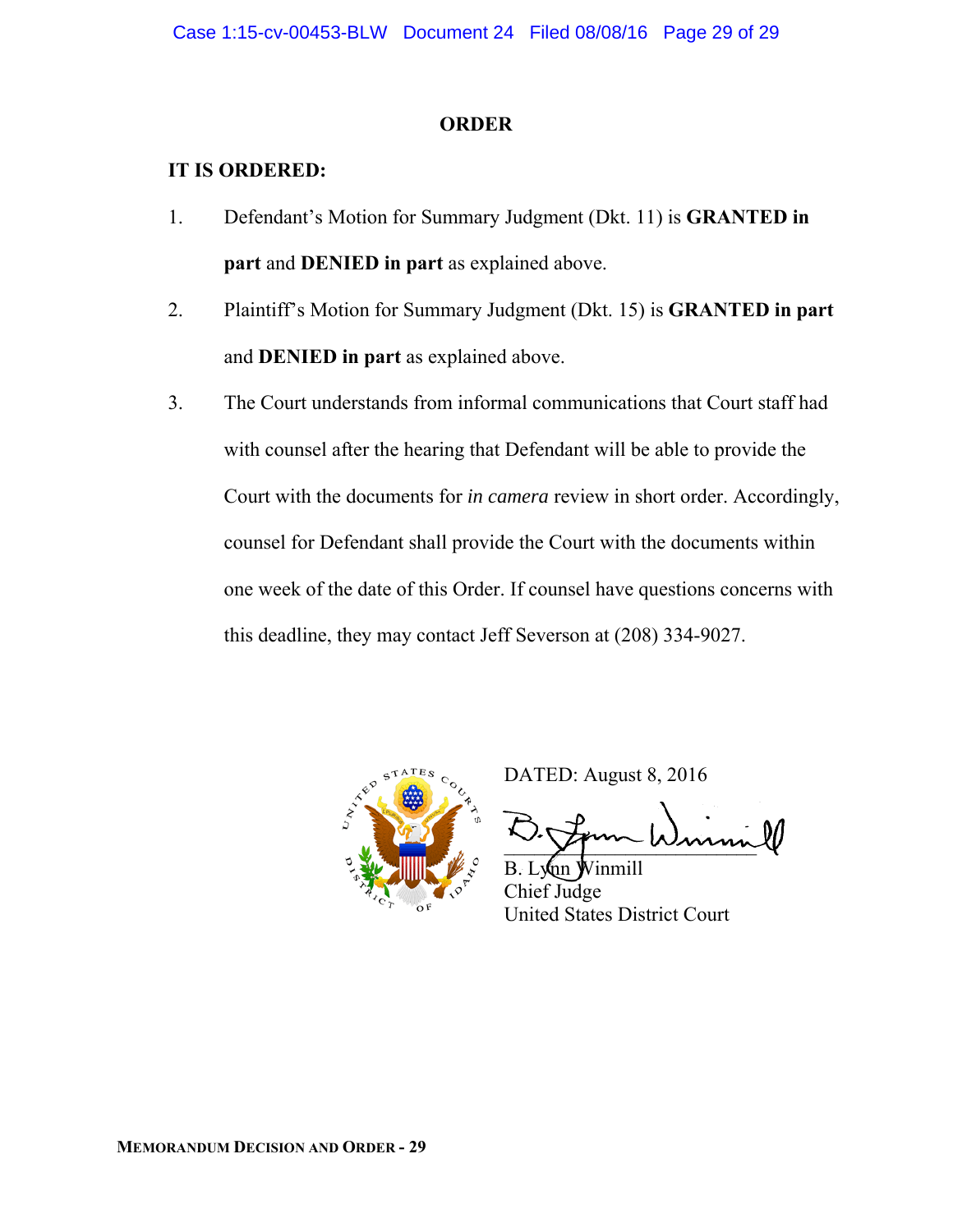## ORDER

**IT IS ORDERED:**

1. Defendant's Motion for Summary Judgment (Dkt. 11) is **GRANTED in part** and **DENIED in part** as explained above.

2. Plaintiff's Motion for Summary Judgment (Dkt. 15) is **GRANTED in part** and **DENIED in part** as explained above.

3. The Court understands from informal communications that Court staff had with counsel after the hearing that Defendant will be able to provide the Court with the documents for *in camera* review in short order. Accordingly, counsel for Defendant shall provide the Court with the documents within one week of the date of this Order. If counsel have questions concerns with this deadline, they may contact Jeff Severson at (208) 334-9027.

DATED: August 8, 2016

B. Lynn Winmill
Chief Judge
United States District Court